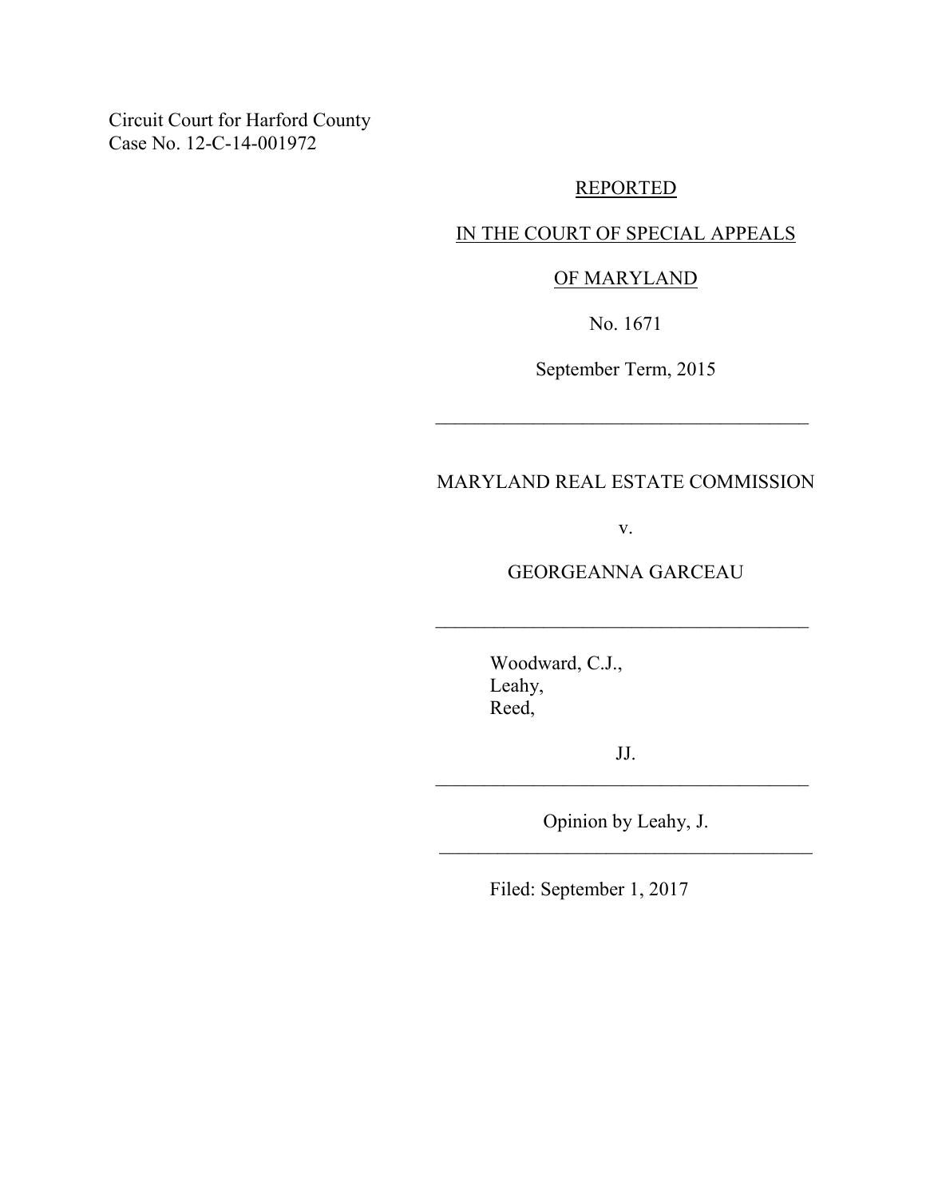Circuit Court for Harford County
Case No. 12-C-14-001972

REPORTED

IN THE COURT OF SPECIAL APPEALS

OF MARYLAND

No. 1671

September Term, 2015

---

MARYLAND REAL ESTATE COMMISSION

v.

GEORGEANNA GARCEAU

---

Woodward, C.J.,
Leahy,
Reed,

JJ.

---

Opinion by Leahy, J.

---

Filed: September 1, 2017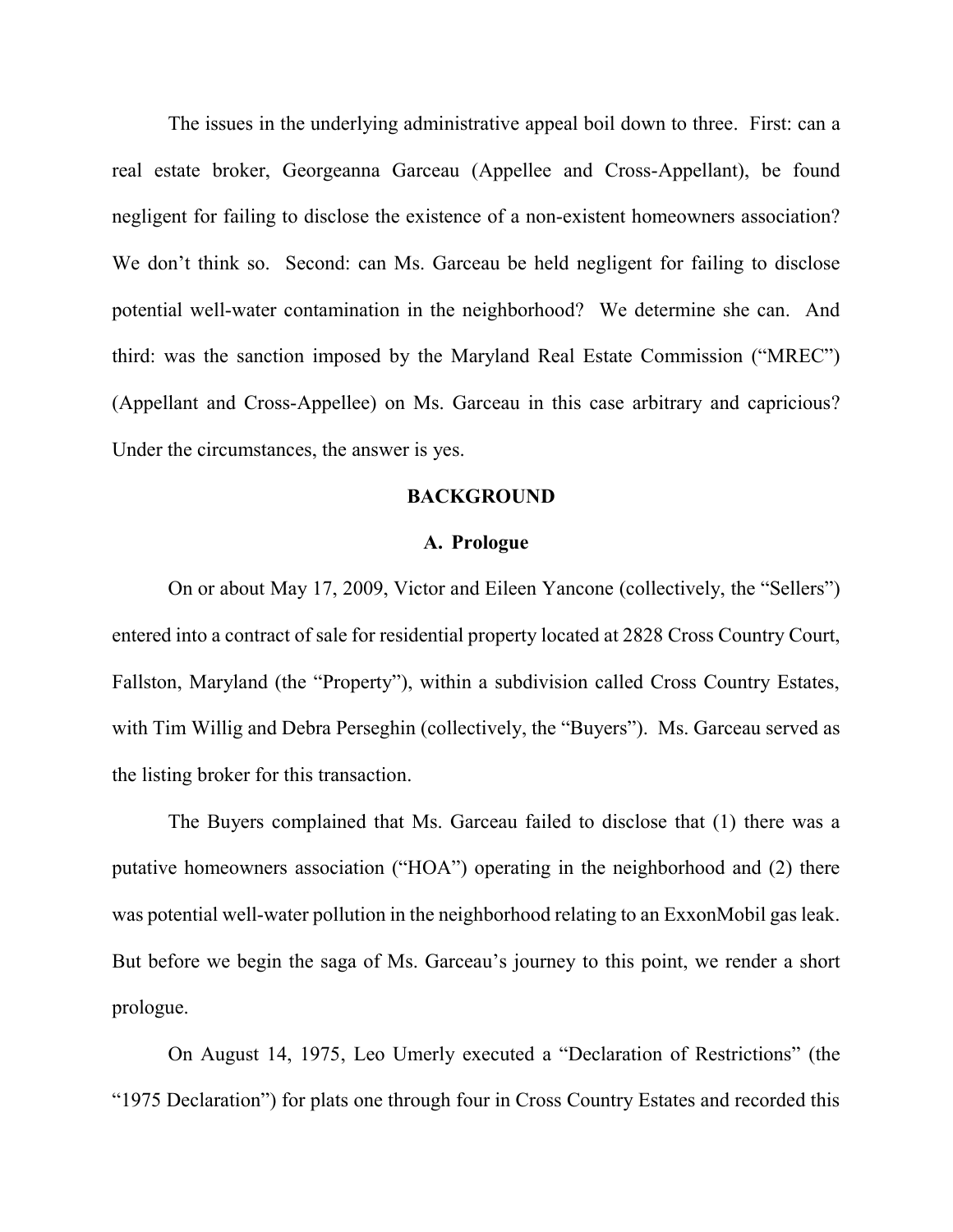The issues in the underlying administrative appeal boil down to three. First: can a real estate broker, Georgeanna Garceau (Appellee and Cross-Appellant), be found negligent for failing to disclose the existence of a non-existent homeowners association? We don't think so. Second: can Ms. Garceau be held negligent for failing to disclose potential well-water contamination in the neighborhood? We determine she can. And third: was the sanction imposed by the Maryland Real Estate Commission ("MREC") (Appellant and Cross-Appellee) on Ms. Garceau in this case arbitrary and capricious? Under the circumstances, the answer is yes.

## BACKGROUND

### A. Prologue

On or about May 17, 2009, Victor and Eileen Yancone (collectively, the "Sellers") entered into a contract of sale for residential property located at 2828 Cross Country Court, Fallston, Maryland (the "Property"), within a subdivision called Cross Country Estates, with Tim Willig and Debra Perseghin (collectively, the "Buyers"). Ms. Garceau served as the listing broker for this transaction.

The Buyers complained that Ms. Garceau failed to disclose that (1) there was a putative homeowners association ("HOA") operating in the neighborhood and (2) there was potential well-water pollution in the neighborhood relating to an ExxonMobil gas leak. But before we begin the saga of Ms. Garceau's journey to this point, we render a short prologue.

On August 14, 1975, Leo Umerly executed a "Declaration of Restrictions" (the "1975 Declaration") for plats one through four in Cross Country Estates and recorded this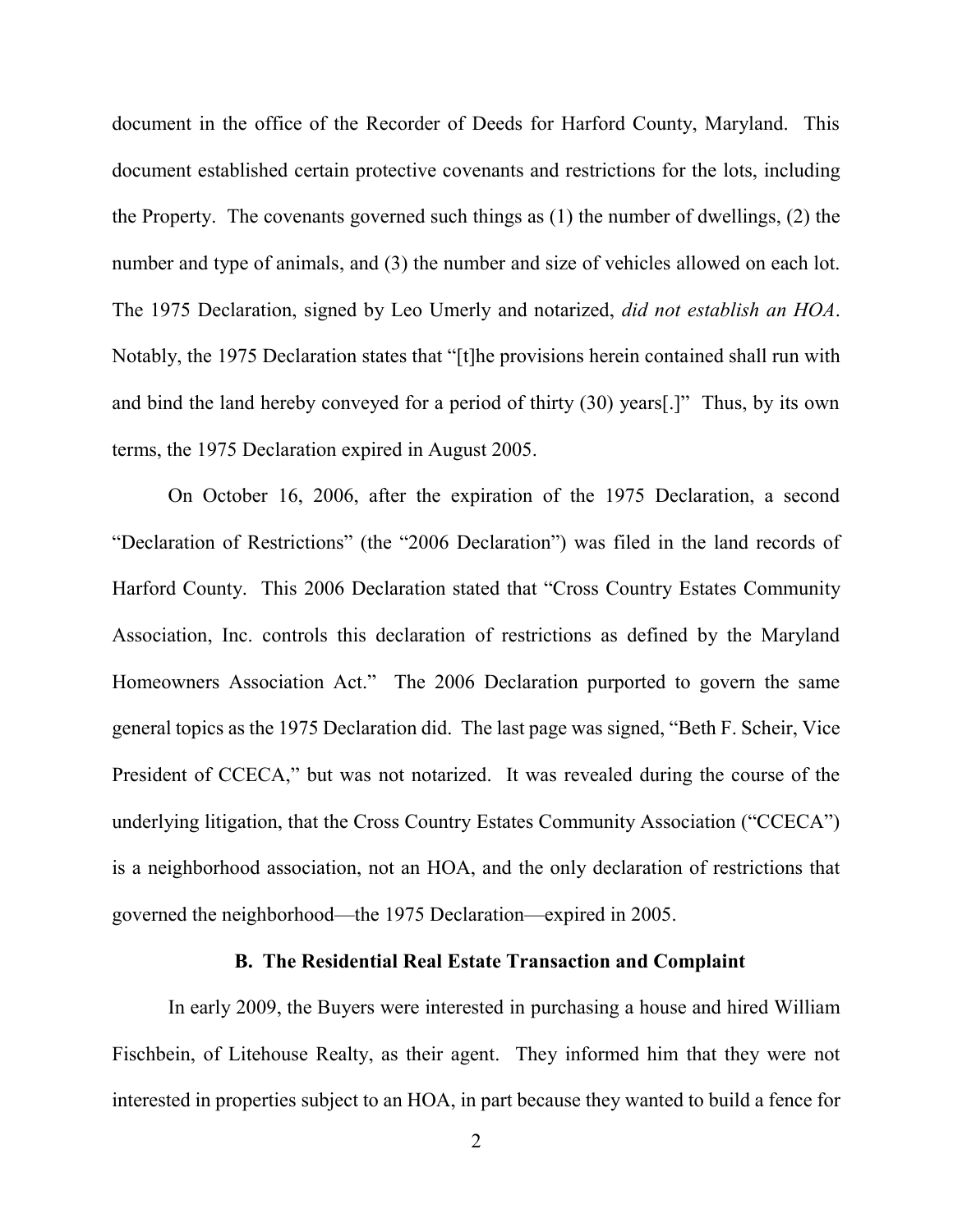document in the office of the Recorder of Deeds for Harford County, Maryland. This document established certain protective covenants and restrictions for the lots, including the Property. The covenants governed such things as (1) the number of dwellings, (2) the number and type of animals, and (3) the number and size of vehicles allowed on each lot. The 1975 Declaration, signed by Leo Umerly and notarized, *did not establish an HOA*. Notably, the 1975 Declaration states that "[t]he provisions herein contained shall run with and bind the land hereby conveyed for a period of thirty (30) years[.]" Thus, by its own terms, the 1975 Declaration expired in August 2005.

On October 16, 2006, after the expiration of the 1975 Declaration, a second "Declaration of Restrictions" (the "2006 Declaration") was filed in the land records of Harford County. This 2006 Declaration stated that "Cross Country Estates Community Association, Inc. controls this declaration of restrictions as defined by the Maryland Homeowners Association Act." The 2006 Declaration purported to govern the same general topics as the 1975 Declaration did. The last page was signed, "Beth F. Scheir, Vice President of CCECA," but was not notarized. It was revealed during the course of the underlying litigation, that the Cross Country Estates Community Association ("CCECA") is a neighborhood association, not an HOA, and the only declaration of restrictions that governed the neighborhood—the 1975 Declaration—expired in 2005.

### B. The Residential Real Estate Transaction and Complaint

In early 2009, the Buyers were interested in purchasing a house and hired William Fischbein, of Litehouse Realty, as their agent. They informed him that they were not interested in properties subject to an HOA, in part because they wanted to build a fence for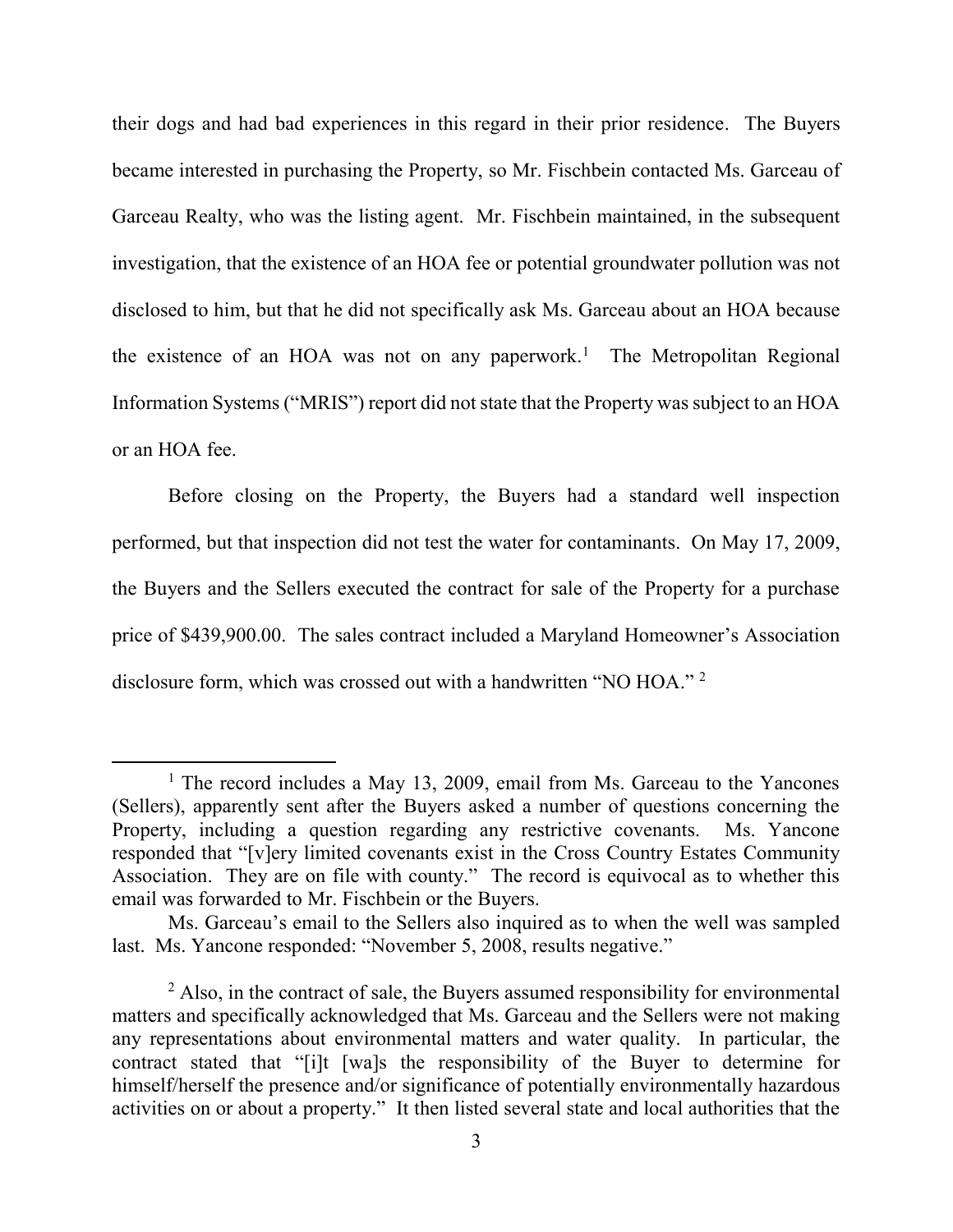their dogs and had bad experiences in this regard in their prior residence. The Buyers became interested in purchasing the Property, so Mr. Fischbein contacted Ms. Garceau of Garceau Realty, who was the listing agent. Mr. Fischbein maintained, in the subsequent investigation, that the existence of an HOA fee or potential groundwater pollution was not disclosed to him, but that he did not specifically ask Ms. Garceau about an HOA because the existence of an HOA was not on any paperwork.[1] The Metropolitan Regional Information Systems ("MRIS") report did not state that the Property was subject to an HOA or an HOA fee.

Before closing on the Property, the Buyers had a standard well inspection performed, but that inspection did not test the water for contaminants. On May 17, 2009, the Buyers and the Sellers executed the contract for sale of the Property for a purchase price of $439,900.00. The sales contract included a Maryland Homeowner's Association disclosure form, which was crossed out with a handwritten "NO HOA." [2]

---

[1] The record includes a May 13, 2009, email from Ms. Garceau to the Yancones (Sellers), apparently sent after the Buyers asked a number of questions concerning the Property, including a question regarding any restrictive covenants. Ms. Yancone responded that "[v]ery limited covenants exist in the Cross Country Estates Community Association. They are on file with county." The record is equivocal as to whether this email was forwarded to Mr. Fischbein or the Buyers.

Ms. Garceau's email to the Sellers also inquired as to when the well was sampled last. Ms. Yancone responded: "November 5, 2008, results negative."

[2] Also, in the contract of sale, the Buyers assumed responsibility for environmental matters and specifically acknowledged that Ms. Garceau and the Sellers were not making any representations about environmental matters and water quality. In particular, the contract stated that "[i]t [wa]s the responsibility of the Buyer to determine for himself/herself the presence and/or significance of potentially environmentally hazardous activities on or about a property." It then listed several state and local authorities that the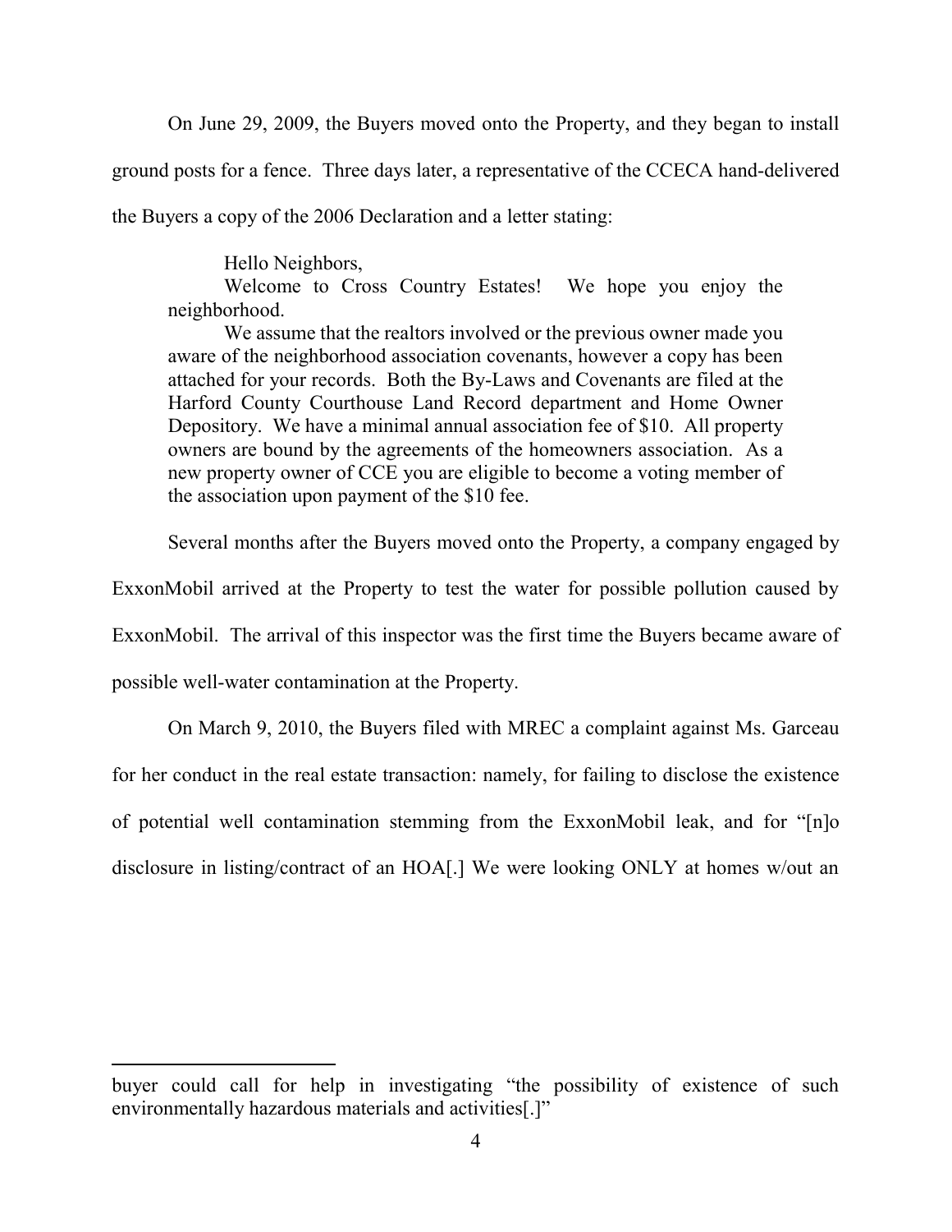On June 29, 2009, the Buyers moved onto the Property, and they began to install ground posts for a fence. Three days later, a representative of the CCECA hand-delivered the Buyers a copy of the 2006 Declaration and a letter stating:

> Hello Neighbors,
>
> Welcome to Cross Country Estates! We hope you enjoy the neighborhood.
>
> We assume that the realtors involved or the previous owner made you aware of the neighborhood association covenants, however a copy has been attached for your records. Both the By-Laws and Covenants are filed at the Harford County Courthouse Land Record department and Home Owner Depository. We have a minimal annual association fee of $10. All property owners are bound by the agreements of the homeowners association. As a new property owner of CCE you are eligible to become a voting member of the association upon payment of the $10 fee.

Several months after the Buyers moved onto the Property, a company engaged by ExxonMobil arrived at the Property to test the water for possible pollution caused by ExxonMobil. The arrival of this inspector was the first time the Buyers became aware of possible well-water contamination at the Property.

On March 9, 2010, the Buyers filed with MREC a complaint against Ms. Garceau for her conduct in the real estate transaction: namely, for failing to disclose the existence of potential well contamination stemming from the ExxonMobil leak, and for "[n]o disclosure in listing/contract of an HOA[.] We were looking ONLY at homes w/out an

---

buyer could call for help in investigating "the possibility of existence of such environmentally hazardous materials and activities[.]"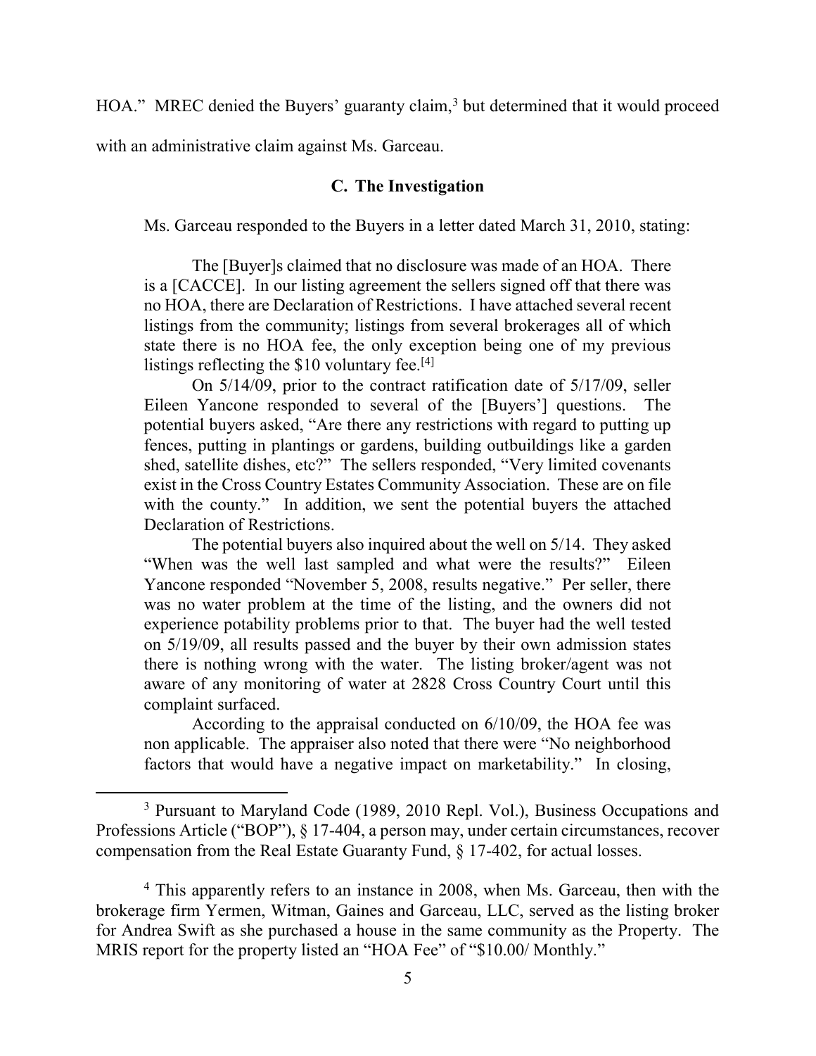HOA." MREC denied the Buyers' guaranty claim,[3] but determined that it would proceed with an administrative claim against Ms. Garceau.

### C. The Investigation

Ms. Garceau responded to the Buyers in a letter dated March 31, 2010, stating:

> The [Buyer]s claimed that no disclosure was made of an HOA. There is a [CACCE]. In our listing agreement the sellers signed off that there was no HOA, there are Declaration of Restrictions. I have attached several recent listings from the community; listings from several brokerages all of which state there is no HOA fee, the only exception being one of my previous listings reflecting the $10 voluntary fee.[4]
>
> On 5/14/09, prior to the contract ratification date of 5/17/09, seller Eileen Yancone responded to several of the [Buyers'] questions. The potential buyers asked, "Are there any restrictions with regard to putting up fences, putting in plantings or gardens, building outbuildings like a garden shed, satellite dishes, etc?" The sellers responded, "Very limited covenants exist in the Cross Country Estates Community Association. These are on file with the county." In addition, we sent the potential buyers the attached Declaration of Restrictions.
>
> The potential buyers also inquired about the well on 5/14. They asked "When was the well last sampled and what were the results?" Eileen Yancone responded "November 5, 2008, results negative." Per seller, there was no water problem at the time of the listing, and the owners did not experience potability problems prior to that. The buyer had the well tested on 5/19/09, all results passed and the buyer by their own admission states there is nothing wrong with the water. The listing broker/agent was not aware of any monitoring of water at 2828 Cross Country Court until this complaint surfaced.
>
> According to the appraisal conducted on 6/10/09, the HOA fee was non applicable. The appraiser also noted that there were "No neighborhood factors that would have a negative impact on marketability." In closing,

---

[3] Pursuant to Maryland Code (1989, 2010 Repl. Vol.), Business Occupations and Professions Article ("BOP"), § 17-404, a person may, under certain circumstances, recover compensation from the Real Estate Guaranty Fund, § 17-402, for actual losses.

[4] This apparently refers to an instance in 2008, when Ms. Garceau, then with the brokerage firm Yermen, Witman, Gaines and Garceau, LLC, served as the listing broker for Andrea Swift as she purchased a house in the same community as the Property. The MRIS report for the property listed an "HOA Fee" of "$10.00/ Monthly."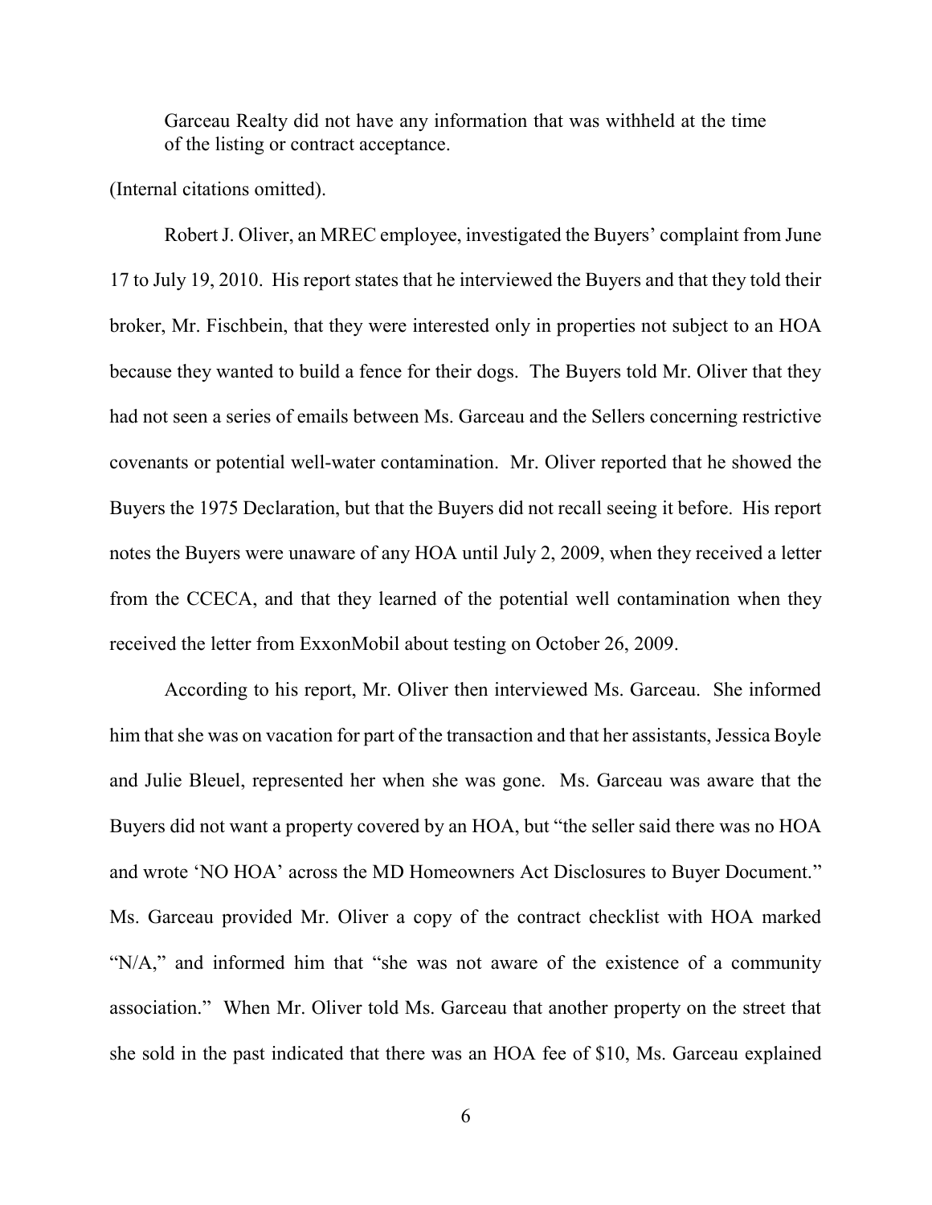> Garceau Realty did not have any information that was withheld at the time of the listing or contract acceptance.

(Internal citations omitted).

Robert J. Oliver, an MREC employee, investigated the Buyers' complaint from June 17 to July 19, 2010. His report states that he interviewed the Buyers and that they told their broker, Mr. Fischbein, that they were interested only in properties not subject to an HOA because they wanted to build a fence for their dogs. The Buyers told Mr. Oliver that they had not seen a series of emails between Ms. Garceau and the Sellers concerning restrictive covenants or potential well-water contamination. Mr. Oliver reported that he showed the Buyers the 1975 Declaration, but that the Buyers did not recall seeing it before. His report notes the Buyers were unaware of any HOA until July 2, 2009, when they received a letter from the CCECA, and that they learned of the potential well contamination when they received the letter from ExxonMobil about testing on October 26, 2009.

According to his report, Mr. Oliver then interviewed Ms. Garceau. She informed him that she was on vacation for part of the transaction and that her assistants, Jessica Boyle and Julie Bleuel, represented her when she was gone. Ms. Garceau was aware that the Buyers did not want a property covered by an HOA, but "the seller said there was no HOA and wrote 'NO HOA' across the MD Homeowners Act Disclosures to Buyer Document." Ms. Garceau provided Mr. Oliver a copy of the contract checklist with HOA marked "N/A," and informed him that "she was not aware of the existence of a community association." When Mr. Oliver told Ms. Garceau that another property on the street that she sold in the past indicated that there was an HOA fee of $10, Ms. Garceau explained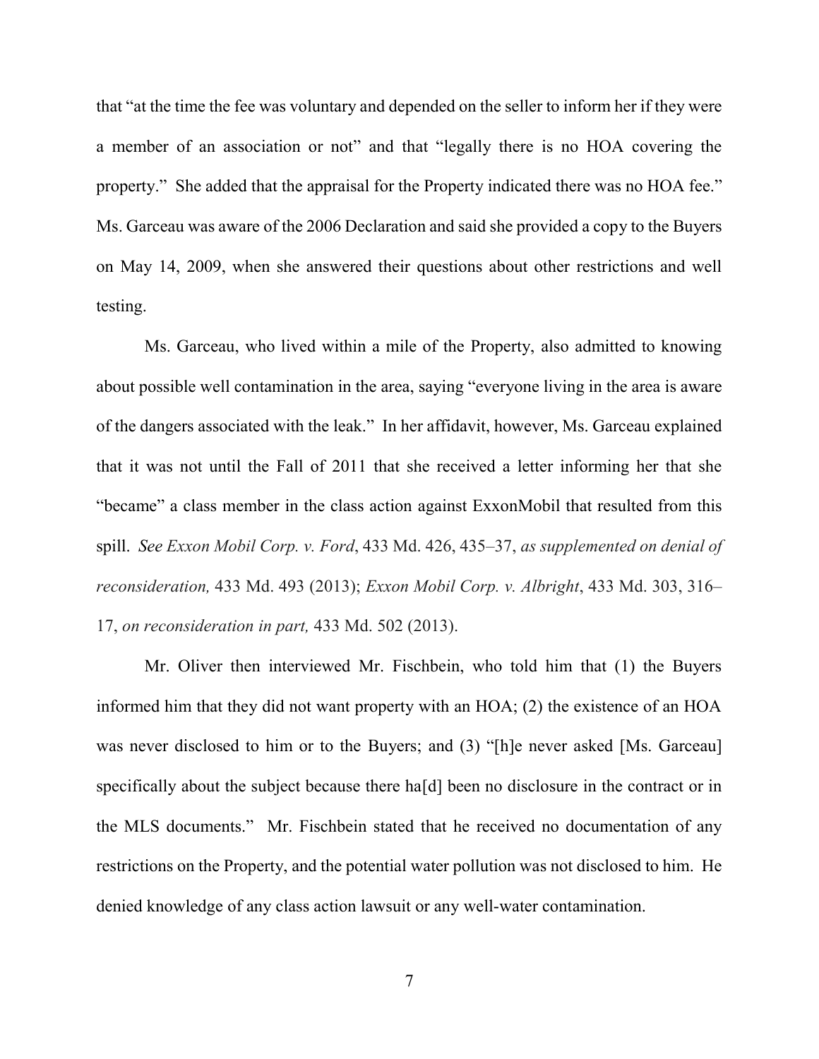that "at the time the fee was voluntary and depended on the seller to inform her if they were a member of an association or not" and that "legally there is no HOA covering the property." She added that the appraisal for the Property indicated there was no HOA fee." Ms. Garceau was aware of the 2006 Declaration and said she provided a copy to the Buyers on May 14, 2009, when she answered their questions about other restrictions and well testing.

Ms. Garceau, who lived within a mile of the Property, also admitted to knowing about possible well contamination in the area, saying "everyone living in the area is aware of the dangers associated with the leak." In her affidavit, however, Ms. Garceau explained that it was not until the Fall of 2011 that she received a letter informing her that she "became" a class member in the class action against ExxonMobil that resulted from this spill. *See Exxon Mobil Corp. v. Ford*, 433 Md. 426, 435–37, *as supplemented on denial of reconsideration,* 433 Md. 493 (2013); *Exxon Mobil Corp. v. Albright*, 433 Md. 303, 316–17, *on reconsideration in part,* 433 Md. 502 (2013).

Mr. Oliver then interviewed Mr. Fischbein, who told him that (1) the Buyers informed him that they did not want property with an HOA; (2) the existence of an HOA was never disclosed to him or to the Buyers; and (3) "[h]e never asked [Ms. Garceau] specifically about the subject because there ha[d] been no disclosure in the contract or in the MLS documents." Mr. Fischbein stated that he received no documentation of any restrictions on the Property, and the potential water pollution was not disclosed to him. He denied knowledge of any class action lawsuit or any well-water contamination.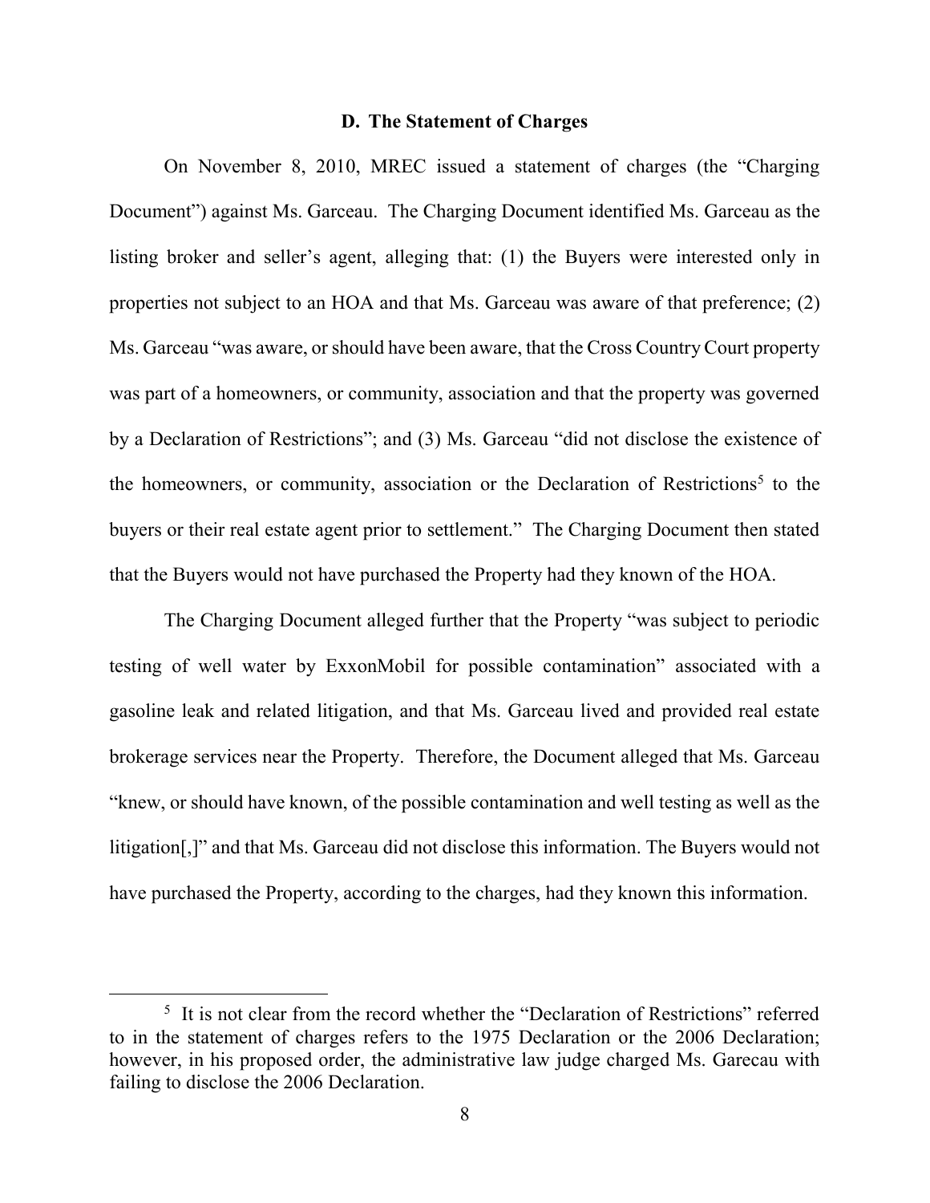### D. The Statement of Charges

On November 8, 2010, MREC issued a statement of charges (the "Charging Document") against Ms. Garceau. The Charging Document identified Ms. Garceau as the listing broker and seller's agent, alleging that: (1) the Buyers were interested only in properties not subject to an HOA and that Ms. Garceau was aware of that preference; (2) Ms. Garceau "was aware, or should have been aware, that the Cross Country Court property was part of a homeowners, or community, association and that the property was governed by a Declaration of Restrictions"; and (3) Ms. Garceau "did not disclose the existence of the homeowners, or community, association or the Declaration of Restrictions[5] to the buyers or their real estate agent prior to settlement." The Charging Document then stated that the Buyers would not have purchased the Property had they known of the HOA.

The Charging Document alleged further that the Property "was subject to periodic testing of well water by ExxonMobil for possible contamination" associated with a gasoline leak and related litigation, and that Ms. Garceau lived and provided real estate brokerage services near the Property. Therefore, the Document alleged that Ms. Garceau "knew, or should have known, of the possible contamination and well testing as well as the litigation[,]" and that Ms. Garceau did not disclose this information. The Buyers would not have purchased the Property, according to the charges, had they known this information.

[5] It is not clear from the record whether the "Declaration of Restrictions" referred to in the statement of charges refers to the 1975 Declaration or the 2006 Declaration; however, in his proposed order, the administrative law judge charged Ms. Garecau with failing to disclose the 2006 Declaration.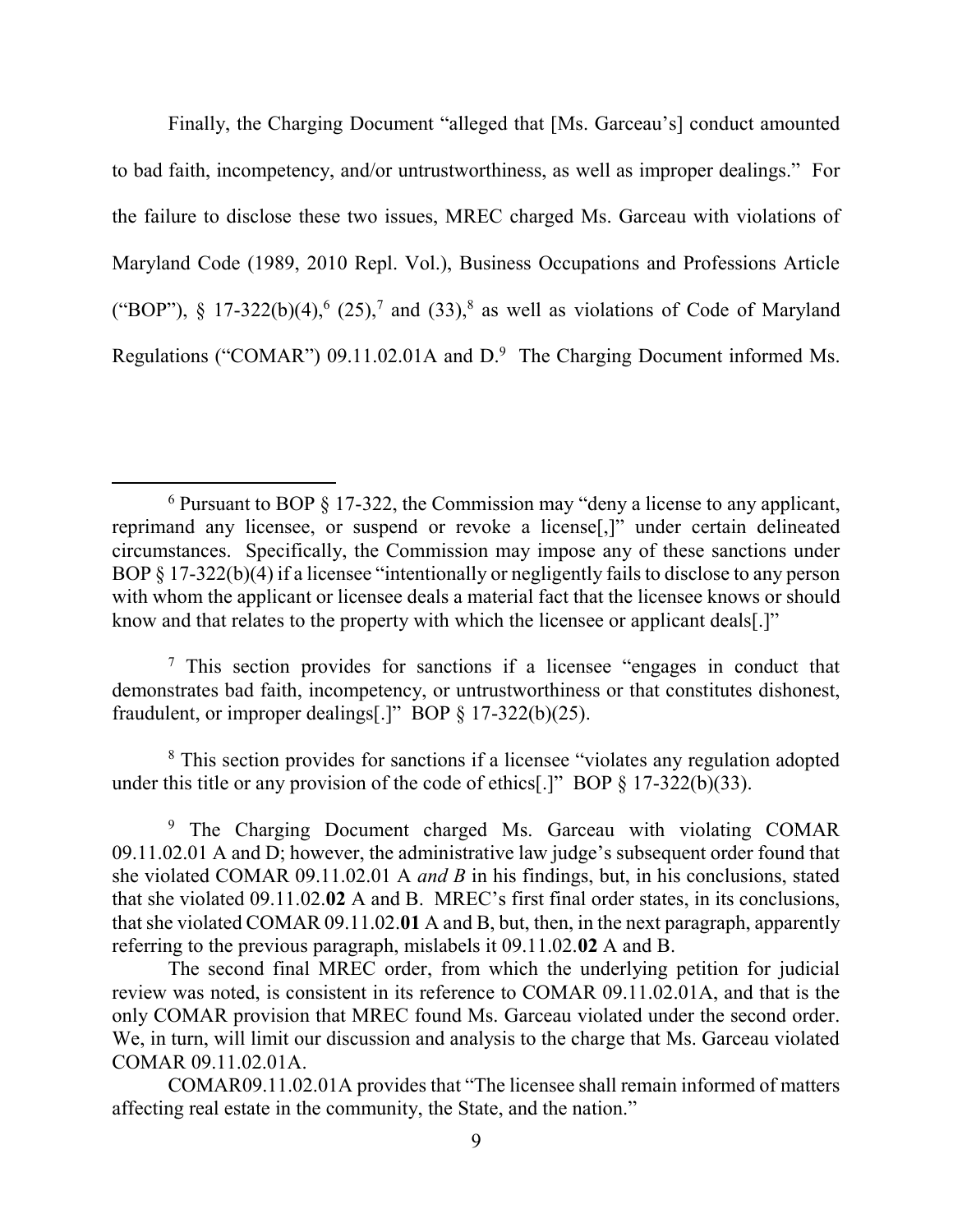Finally, the Charging Document "alleged that [Ms. Garceau's] conduct amounted to bad faith, incompetency, and/or untrustworthiness, as well as improper dealings." For the failure to disclose these two issues, MREC charged Ms. Garceau with violations of Maryland Code (1989, 2010 Repl. Vol.), Business Occupations and Professions Article ("BOP"), § 17-322(b)(4),[6] (25),[7] and (33),[8] as well as violations of Code of Maryland Regulations ("COMAR") 09.11.02.01A and D.[9] The Charging Document informed Ms.

---

[6] Pursuant to BOP § 17-322, the Commission may "deny a license to any applicant, reprimand any licensee, or suspend or revoke a license[,]" under certain delineated circumstances. Specifically, the Commission may impose any of these sanctions under BOP § 17-322(b)(4) if a licensee "intentionally or negligently fails to disclose to any person with whom the applicant or licensee deals a material fact that the licensee knows or should know and that relates to the property with which the licensee or applicant deals[.]"

[7] This section provides for sanctions if a licensee "engages in conduct that demonstrates bad faith, incompetency, or untrustworthiness or that constitutes dishonest, fraudulent, or improper dealings[.]" BOP § 17-322(b)(25).

[8] This section provides for sanctions if a licensee "violates any regulation adopted under this title or any provision of the code of ethics[.]" BOP § 17-322(b)(33).

[9] The Charging Document charged Ms. Garceau with violating COMAR 09.11.02.01 A and D; however, the administrative law judge's subsequent order found that she violated COMAR 09.11.02.01 A *and B* in his findings, but, in his conclusions, stated that she violated 09.11.02.**02** A and B. MREC's first final order states, in its conclusions, that she violated COMAR 09.11.02.**01** A and B, but, then, in the next paragraph, apparently referring to the previous paragraph, mislabels it 09.11.02.**02** A and B.

The second final MREC order, from which the underlying petition for judicial review was noted, is consistent in its reference to COMAR 09.11.02.01A, and that is the only COMAR provision that MREC found Ms. Garceau violated under the second order. We, in turn, will limit our discussion and analysis to the charge that Ms. Garceau violated COMAR 09.11.02.01A.

COMAR09.11.02.01A provides that "The licensee shall remain informed of matters affecting real estate in the community, the State, and the nation."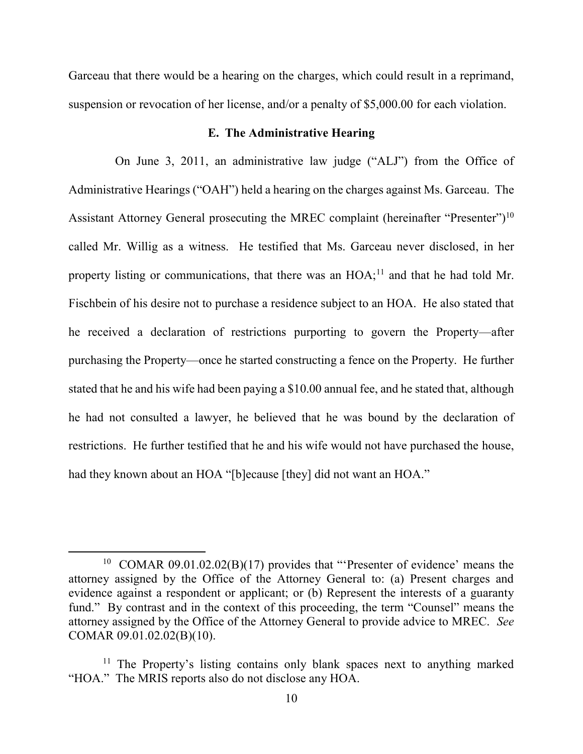Garceau that there would be a hearing on the charges, which could result in a reprimand, suspension or revocation of her license, and/or a penalty of $5,000.00 for each violation.

### E. The Administrative Hearing

On June 3, 2011, an administrative law judge ("ALJ") from the Office of Administrative Hearings ("OAH") held a hearing on the charges against Ms. Garceau. The Assistant Attorney General prosecuting the MREC complaint (hereinafter "Presenter")[10] called Mr. Willig as a witness. He testified that Ms. Garceau never disclosed, in her property listing or communications, that there was an HOA;[11] and that he had told Mr. Fischbein of his desire not to purchase a residence subject to an HOA. He also stated that he received a declaration of restrictions purporting to govern the Property—after purchasing the Property—once he started constructing a fence on the Property. He further stated that he and his wife had been paying a $10.00 annual fee, and he stated that, although he had not consulted a lawyer, he believed that he was bound by the declaration of restrictions. He further testified that he and his wife would not have purchased the house, had they known about an HOA "[b]ecause [they] did not want an HOA."

---

[10] COMAR 09.01.02.02(B)(17) provides that "'Presenter of evidence' means the attorney assigned by the Office of the Attorney General to: (a) Present charges and evidence against a respondent or applicant; or (b) Represent the interests of a guaranty fund." By contrast and in the context of this proceeding, the term "Counsel" means the attorney assigned by the Office of the Attorney General to provide advice to MREC. *See* COMAR 09.01.02.02(B)(10).

[11] The Property's listing contains only blank spaces next to anything marked "HOA." The MRIS reports also do not disclose any HOA.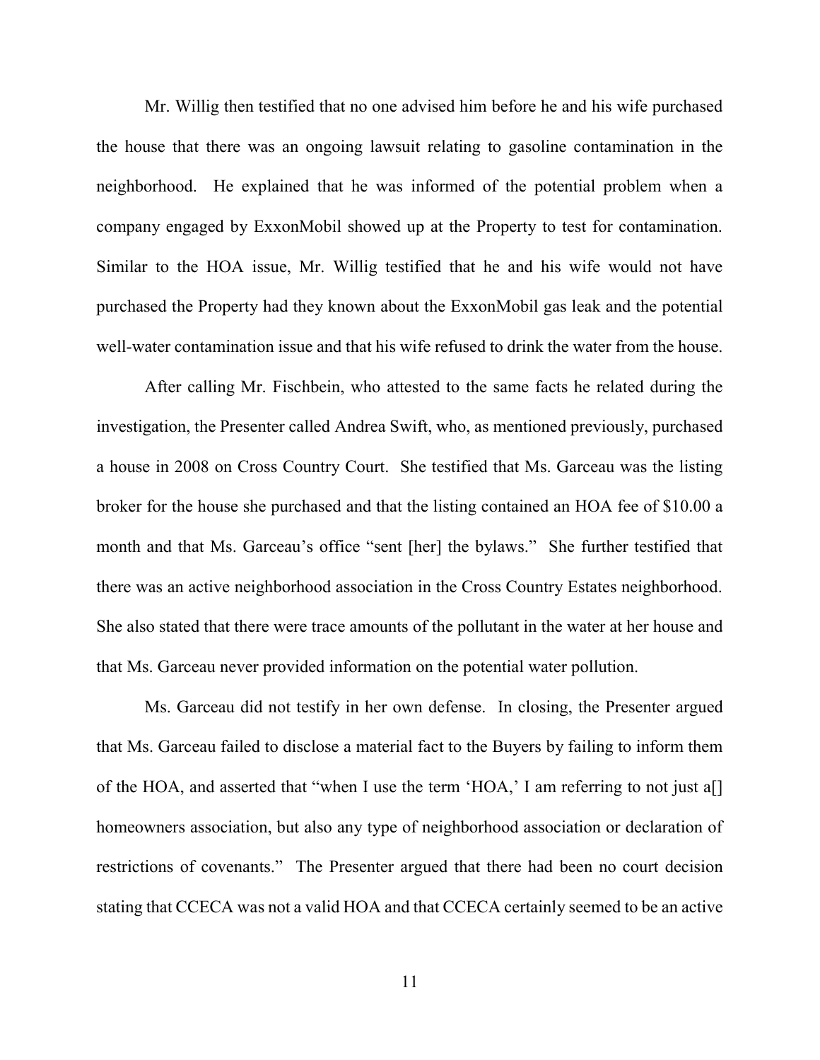Mr. Willig then testified that no one advised him before he and his wife purchased the house that there was an ongoing lawsuit relating to gasoline contamination in the neighborhood. He explained that he was informed of the potential problem when a company engaged by ExxonMobil showed up at the Property to test for contamination. Similar to the HOA issue, Mr. Willig testified that he and his wife would not have purchased the Property had they known about the ExxonMobil gas leak and the potential well-water contamination issue and that his wife refused to drink the water from the house.

After calling Mr. Fischbein, who attested to the same facts he related during the investigation, the Presenter called Andrea Swift, who, as mentioned previously, purchased a house in 2008 on Cross Country Court. She testified that Ms. Garceau was the listing broker for the house she purchased and that the listing contained an HOA fee of $10.00 a month and that Ms. Garceau's office "sent [her] the bylaws." She further testified that there was an active neighborhood association in the Cross Country Estates neighborhood. She also stated that there were trace amounts of the pollutant in the water at her house and that Ms. Garceau never provided information on the potential water pollution.

Ms. Garceau did not testify in her own defense. In closing, the Presenter argued that Ms. Garceau failed to disclose a material fact to the Buyers by failing to inform them of the HOA, and asserted that "when I use the term 'HOA,' I am referring to not just a[] homeowners association, but also any type of neighborhood association or declaration of restrictions of covenants." The Presenter argued that there had been no court decision stating that CCECA was not a valid HOA and that CCECA certainly seemed to be an active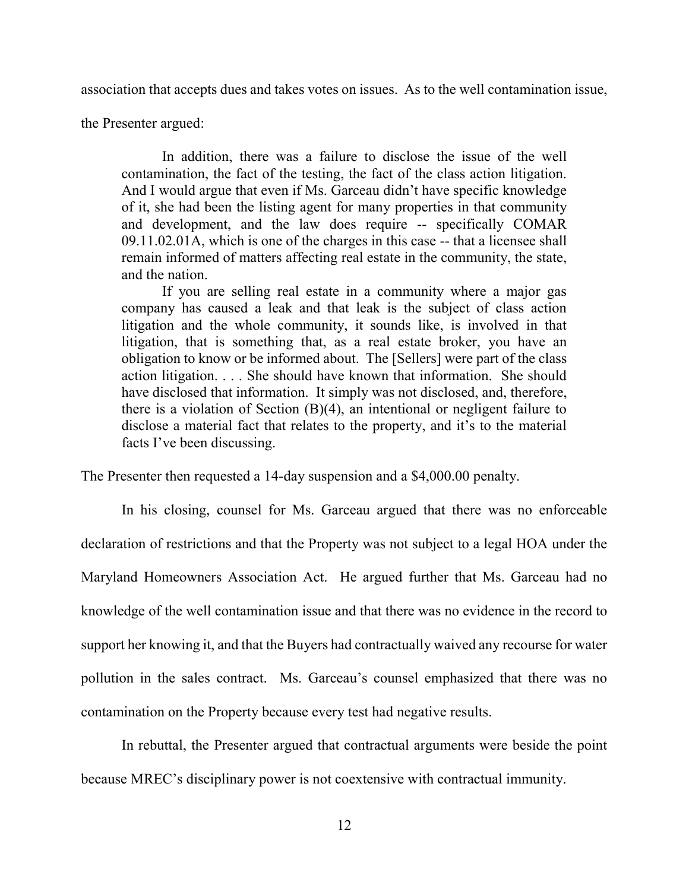association that accepts dues and takes votes on issues. As to the well contamination issue, the Presenter argued:

> In addition, there was a failure to disclose the issue of the well contamination, the fact of the testing, the fact of the class action litigation. And I would argue that even if Ms. Garceau didn't have specific knowledge of it, she had been the listing agent for many properties in that community and development, and the law does require -- specifically COMAR 09.11.02.01A, which is one of the charges in this case -- that a licensee shall remain informed of matters affecting real estate in the community, the state, and the nation.
>
> If you are selling real estate in a community where a major gas company has caused a leak and that leak is the subject of class action litigation and the whole community, it sounds like, is involved in that litigation, that is something that, as a real estate broker, you have an obligation to know or be informed about. The [Sellers] were part of the class action litigation. . . . She should have known that information. She should have disclosed that information. It simply was not disclosed, and, therefore, there is a violation of Section (B)(4), an intentional or negligent failure to disclose a material fact that relates to the property, and it's to the material facts I've been discussing.

The Presenter then requested a 14-day suspension and a $4,000.00 penalty.

In his closing, counsel for Ms. Garceau argued that there was no enforceable declaration of restrictions and that the Property was not subject to a legal HOA under the Maryland Homeowners Association Act. He argued further that Ms. Garceau had no knowledge of the well contamination issue and that there was no evidence in the record to support her knowing it, and that the Buyers had contractually waived any recourse for water pollution in the sales contract. Ms. Garceau's counsel emphasized that there was no contamination on the Property because every test had negative results.

In rebuttal, the Presenter argued that contractual arguments were beside the point because MREC's disciplinary power is not coextensive with contractual immunity.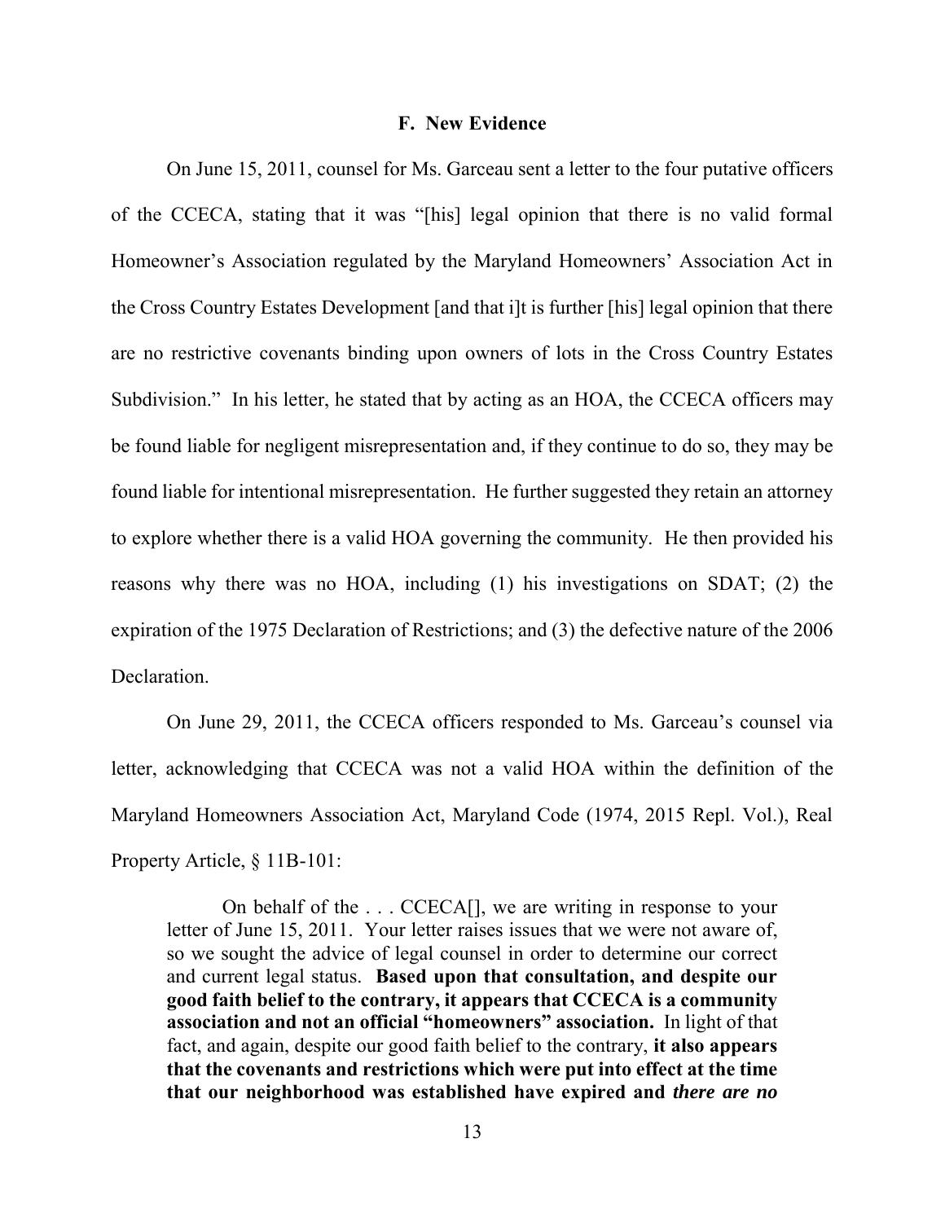### F. New Evidence

On June 15, 2011, counsel for Ms. Garceau sent a letter to the four putative officers of the CCECA, stating that it was "[his] legal opinion that there is no valid formal Homeowner's Association regulated by the Maryland Homeowners' Association Act in the Cross Country Estates Development [and that i]t is further [his] legal opinion that there are no restrictive covenants binding upon owners of lots in the Cross Country Estates Subdivision." In his letter, he stated that by acting as an HOA, the CCECA officers may be found liable for negligent misrepresentation and, if they continue to do so, they may be found liable for intentional misrepresentation. He further suggested they retain an attorney to explore whether there is a valid HOA governing the community. He then provided his reasons why there was no HOA, including (1) his investigations on SDAT; (2) the expiration of the 1975 Declaration of Restrictions; and (3) the defective nature of the 2006 Declaration.

On June 29, 2011, the CCECA officers responded to Ms. Garceau's counsel via letter, acknowledging that CCECA was not a valid HOA within the definition of the Maryland Homeowners Association Act, Maryland Code (1974, 2015 Repl. Vol.), Real Property Article, § 11B-101:

> On behalf of the . . . CCECA[], we are writing in response to your letter of June 15, 2011. Your letter raises issues that we were not aware of, so we sought the advice of legal counsel in order to determine our correct and current legal status. **Based upon that consultation, and despite our good faith belief to the contrary, it appears that CCECA is a community association and not an official "homeowners" association.** In light of that fact, and again, despite our good faith belief to the contrary, **it also appears that the covenants and restrictions which were put into effect at the time that our neighborhood was established have expired and *there are no***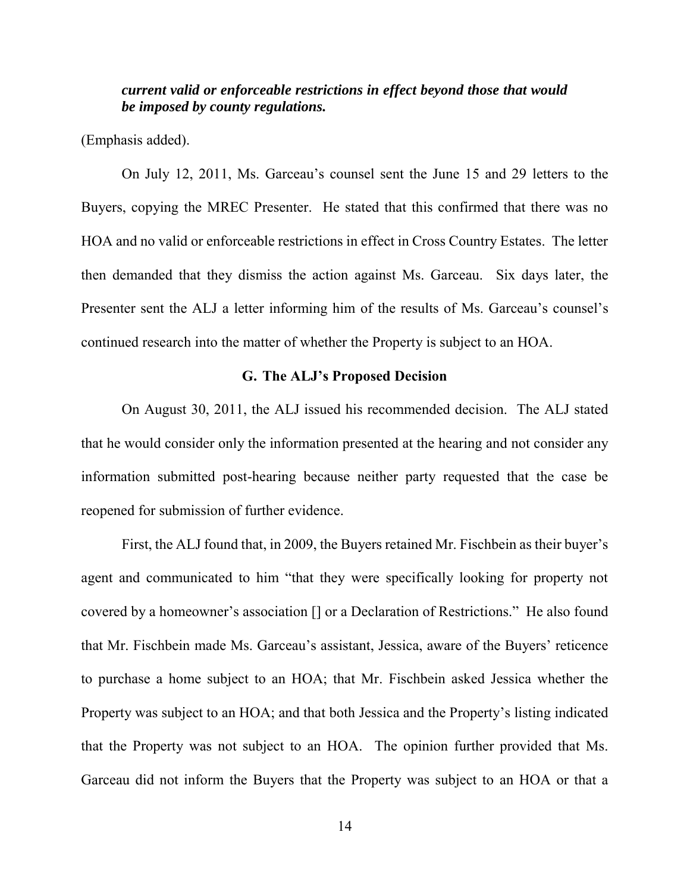***current valid or enforceable restrictions in effect beyond those that would be imposed by county regulations.***

(Emphasis added).

On July 12, 2011, Ms. Garceau's counsel sent the June 15 and 29 letters to the Buyers, copying the MREC Presenter. He stated that this confirmed that there was no HOA and no valid or enforceable restrictions in effect in Cross Country Estates. The letter then demanded that they dismiss the action against Ms. Garceau. Six days later, the Presenter sent the ALJ a letter informing him of the results of Ms. Garceau's counsel's continued research into the matter of whether the Property is subject to an HOA.

### G. The ALJ's Proposed Decision

On August 30, 2011, the ALJ issued his recommended decision. The ALJ stated that he would consider only the information presented at the hearing and not consider any information submitted post-hearing because neither party requested that the case be reopened for submission of further evidence.

First, the ALJ found that, in 2009, the Buyers retained Mr. Fischbein as their buyer's agent and communicated to him "that they were specifically looking for property not covered by a homeowner's association [] or a Declaration of Restrictions." He also found that Mr. Fischbein made Ms. Garceau's assistant, Jessica, aware of the Buyers' reticence to purchase a home subject to an HOA; that Mr. Fischbein asked Jessica whether the Property was subject to an HOA; and that both Jessica and the Property's listing indicated that the Property was not subject to an HOA. The opinion further provided that Ms. Garceau did not inform the Buyers that the Property was subject to an HOA or that a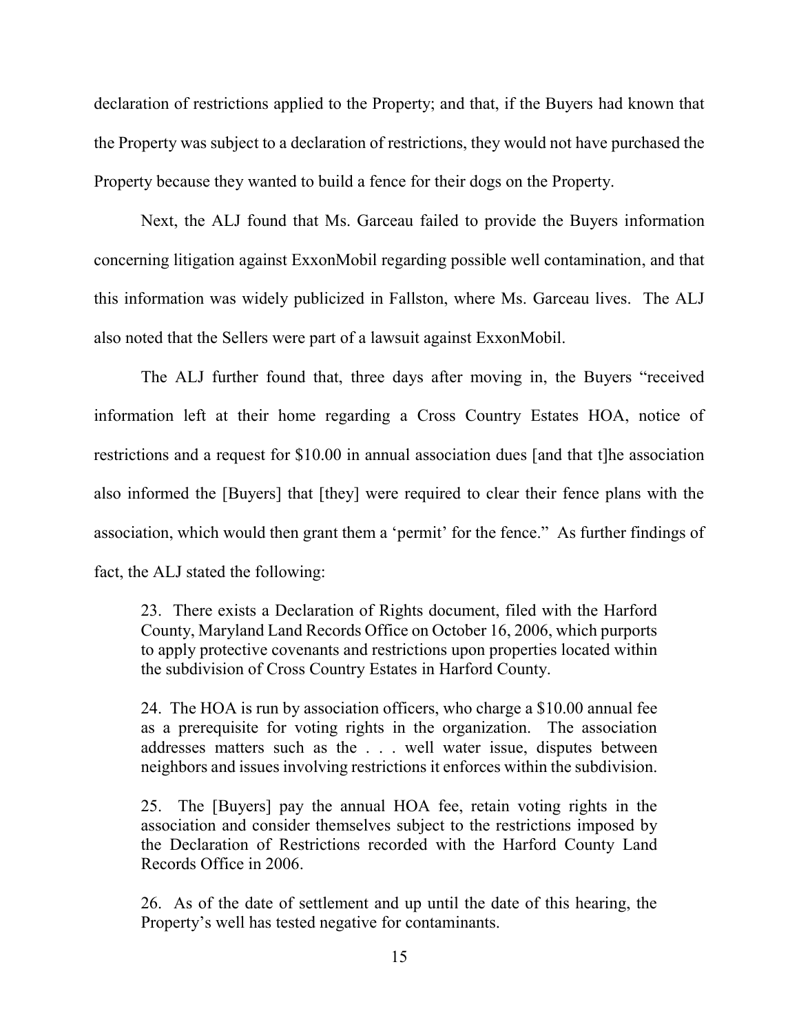declaration of restrictions applied to the Property; and that, if the Buyers had known that the Property was subject to a declaration of restrictions, they would not have purchased the Property because they wanted to build a fence for their dogs on the Property.

Next, the ALJ found that Ms. Garceau failed to provide the Buyers information concerning litigation against ExxonMobil regarding possible well contamination, and that this information was widely publicized in Fallston, where Ms. Garceau lives. The ALJ also noted that the Sellers were part of a lawsuit against ExxonMobil.

The ALJ further found that, three days after moving in, the Buyers "received information left at their home regarding a Cross Country Estates HOA, notice of restrictions and a request for $10.00 in annual association dues [and that t]he association also informed the [Buyers] that [they] were required to clear their fence plans with the association, which would then grant them a 'permit' for the fence." As further findings of fact, the ALJ stated the following:

> 23. There exists a Declaration of Rights document, filed with the Harford County, Maryland Land Records Office on October 16, 2006, which purports to apply protective covenants and restrictions upon properties located within the subdivision of Cross Country Estates in Harford County.
>
> 24. The HOA is run by association officers, who charge a $10.00 annual fee as a prerequisite for voting rights in the organization. The association addresses matters such as the . . . well water issue, disputes between neighbors and issues involving restrictions it enforces within the subdivision.
>
> 25. The [Buyers] pay the annual HOA fee, retain voting rights in the association and consider themselves subject to the restrictions imposed by the Declaration of Restrictions recorded with the Harford County Land Records Office in 2006.
>
> 26. As of the date of settlement and up until the date of this hearing, the Property's well has tested negative for contaminants.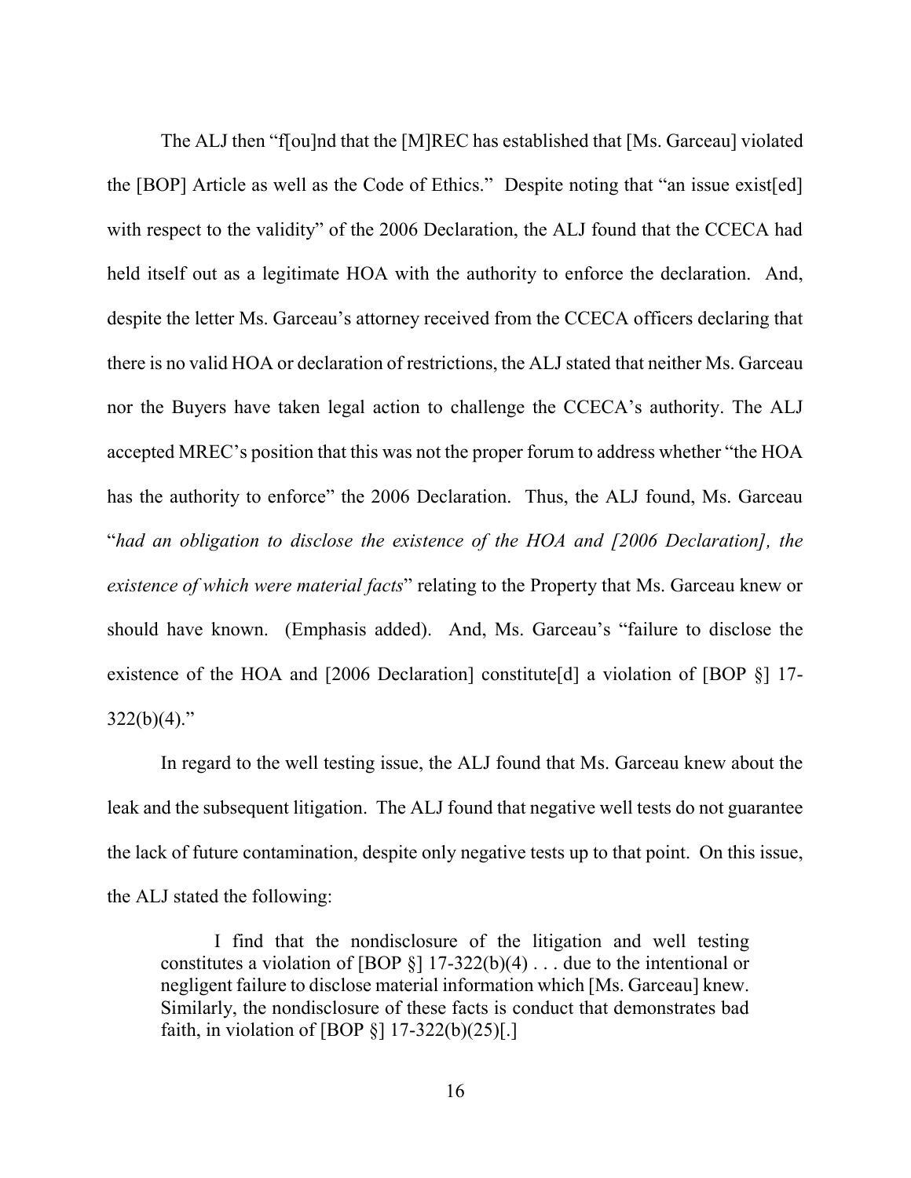The ALJ then "f[ou]nd that the [M]REC has established that [Ms. Garceau] violated the [BOP] Article as well as the Code of Ethics." Despite noting that "an issue exist[ed] with respect to the validity" of the 2006 Declaration, the ALJ found that the CCECA had held itself out as a legitimate HOA with the authority to enforce the declaration. And, despite the letter Ms. Garceau's attorney received from the CCECA officers declaring that there is no valid HOA or declaration of restrictions, the ALJ stated that neither Ms. Garceau nor the Buyers have taken legal action to challenge the CCECA's authority. The ALJ accepted MREC's position that this was not the proper forum to address whether "the HOA has the authority to enforce" the 2006 Declaration. Thus, the ALJ found, Ms. Garceau "*had an obligation to disclose the existence of the HOA and [2006 Declaration], the existence of which were material facts*" relating to the Property that Ms. Garceau knew or should have known. (Emphasis added). And, Ms. Garceau's "failure to disclose the existence of the HOA and [2006 Declaration] constitute[d] a violation of [BOP §] 17-322(b)(4)."

In regard to the well testing issue, the ALJ found that Ms. Garceau knew about the leak and the subsequent litigation. The ALJ found that negative well tests do not guarantee the lack of future contamination, despite only negative tests up to that point. On this issue, the ALJ stated the following:

> I find that the nondisclosure of the litigation and well testing constitutes a violation of [BOP §] 17-322(b)(4) . . . due to the intentional or negligent failure to disclose material information which [Ms. Garceau] knew. Similarly, the nondisclosure of these facts is conduct that demonstrates bad faith, in violation of [BOP §] 17-322(b)(25)[.]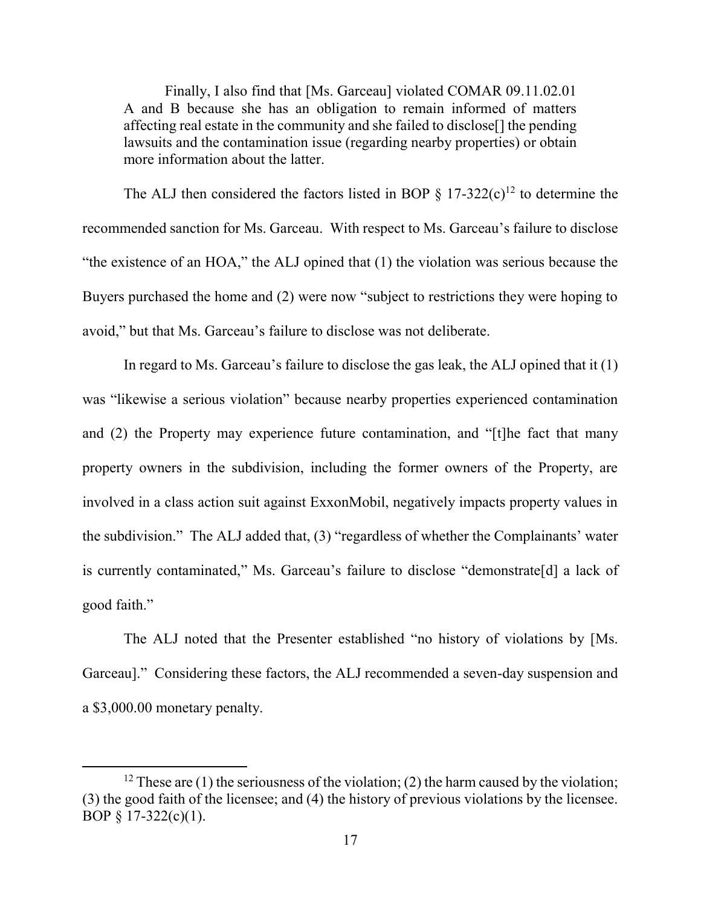> Finally, I also find that [Ms. Garceau] violated COMAR 09.11.02.01 A and B because she has an obligation to remain informed of matters affecting real estate in the community and she failed to disclose[] the pending lawsuits and the contamination issue (regarding nearby properties) or obtain more information about the latter.

The ALJ then considered the factors listed in BOP § 17-322(c)[12] to determine the recommended sanction for Ms. Garceau. With respect to Ms. Garceau's failure to disclose "the existence of an HOA," the ALJ opined that (1) the violation was serious because the Buyers purchased the home and (2) were now "subject to restrictions they were hoping to avoid," but that Ms. Garceau's failure to disclose was not deliberate.

In regard to Ms. Garceau's failure to disclose the gas leak, the ALJ opined that it (1) was "likewise a serious violation" because nearby properties experienced contamination and (2) the Property may experience future contamination, and "[t]he fact that many property owners in the subdivision, including the former owners of the Property, are involved in a class action suit against ExxonMobil, negatively impacts property values in the subdivision." The ALJ added that, (3) "regardless of whether the Complainants' water is currently contaminated," Ms. Garceau's failure to disclose "demonstrate[d] a lack of good faith."

The ALJ noted that the Presenter established "no history of violations by [Ms. Garceau]." Considering these factors, the ALJ recommended a seven-day suspension and a $3,000.00 monetary penalty.

---

[12] These are (1) the seriousness of the violation; (2) the harm caused by the violation; (3) the good faith of the licensee; and (4) the history of previous violations by the licensee. BOP § 17-322(c)(1).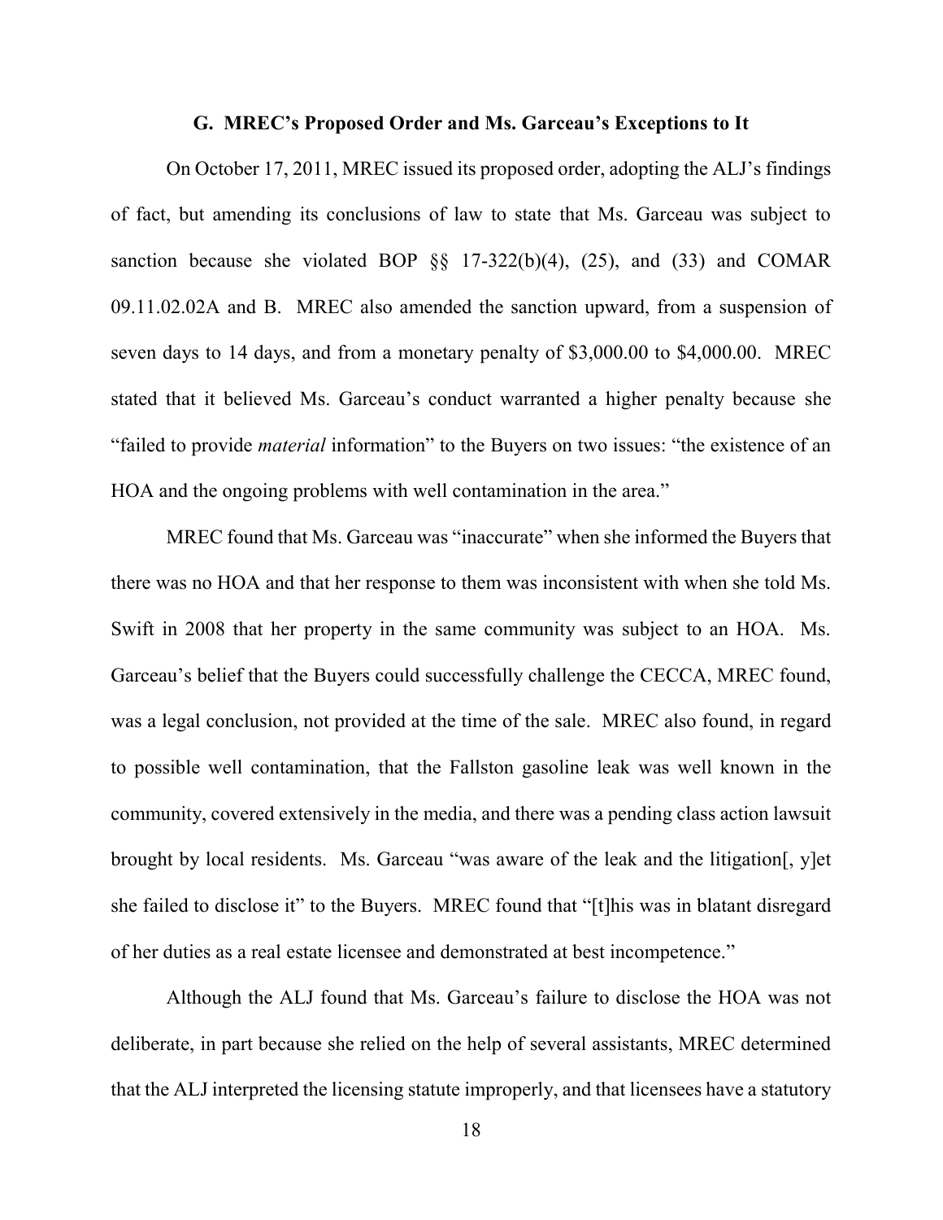### G. MREC's Proposed Order and Ms. Garceau's Exceptions to It

On October 17, 2011, MREC issued its proposed order, adopting the ALJ's findings of fact, but amending its conclusions of law to state that Ms. Garceau was subject to sanction because she violated BOP §§ 17-322(b)(4), (25), and (33) and COMAR 09.11.02.02A and B. MREC also amended the sanction upward, from a suspension of seven days to 14 days, and from a monetary penalty of $3,000.00 to $4,000.00. MREC stated that it believed Ms. Garceau's conduct warranted a higher penalty because she "failed to provide *material* information" to the Buyers on two issues: "the existence of an HOA and the ongoing problems with well contamination in the area."

MREC found that Ms. Garceau was "inaccurate" when she informed the Buyers that there was no HOA and that her response to them was inconsistent with when she told Ms. Swift in 2008 that her property in the same community was subject to an HOA. Ms. Garceau's belief that the Buyers could successfully challenge the CECCA, MREC found, was a legal conclusion, not provided at the time of the sale. MREC also found, in regard to possible well contamination, that the Fallston gasoline leak was well known in the community, covered extensively in the media, and there was a pending class action lawsuit brought by local residents. Ms. Garceau "was aware of the leak and the litigation[, y]et she failed to disclose it" to the Buyers. MREC found that "[t]his was in blatant disregard of her duties as a real estate licensee and demonstrated at best incompetence."

Although the ALJ found that Ms. Garceau's failure to disclose the HOA was not deliberate, in part because she relied on the help of several assistants, MREC determined that the ALJ interpreted the licensing statute improperly, and that licensees have a statutory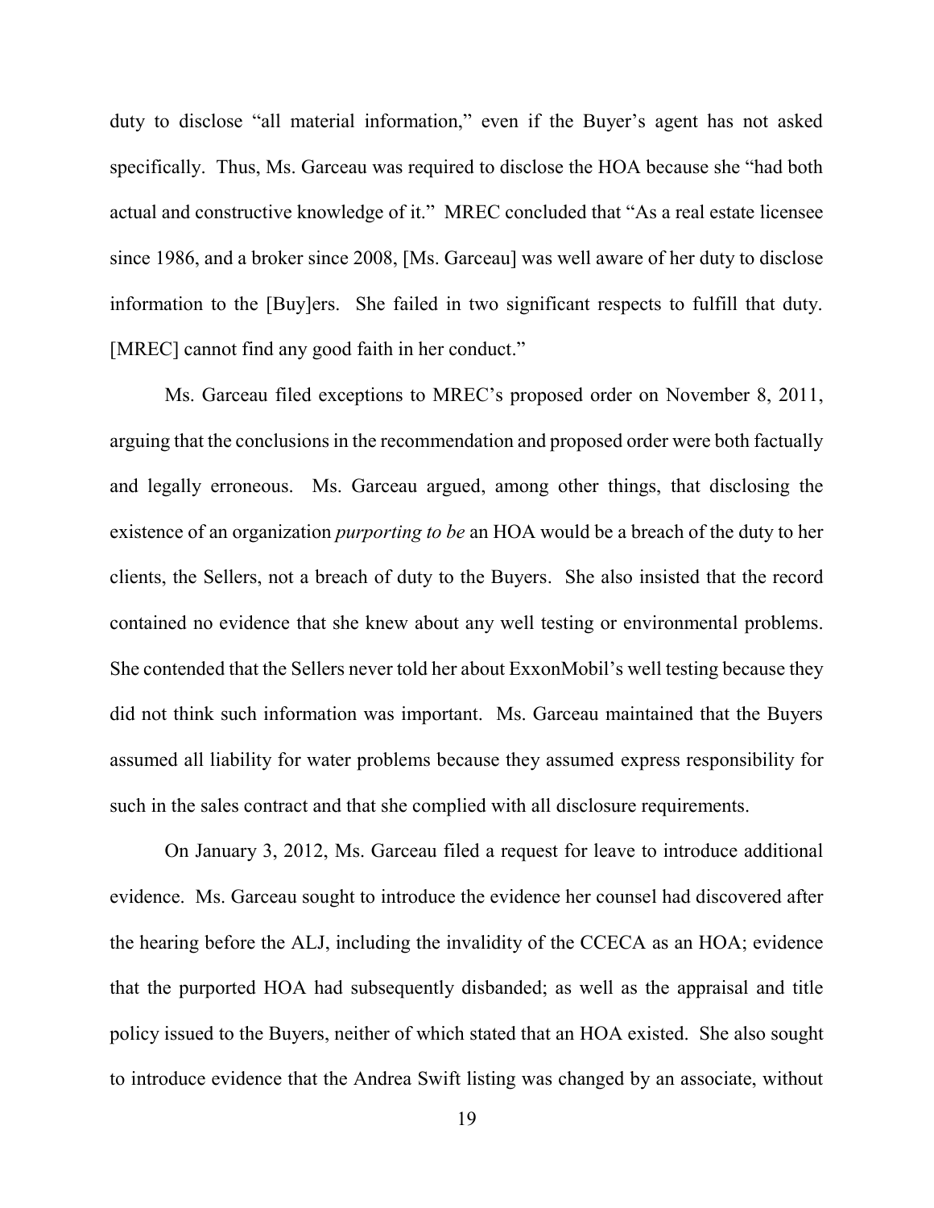duty to disclose "all material information," even if the Buyer's agent has not asked specifically. Thus, Ms. Garceau was required to disclose the HOA because she "had both actual and constructive knowledge of it." MREC concluded that "As a real estate licensee since 1986, and a broker since 2008, [Ms. Garceau] was well aware of her duty to disclose information to the [Buy]ers. She failed in two significant respects to fulfill that duty. [MREC] cannot find any good faith in her conduct."

Ms. Garceau filed exceptions to MREC's proposed order on November 8, 2011, arguing that the conclusions in the recommendation and proposed order were both factually and legally erroneous. Ms. Garceau argued, among other things, that disclosing the existence of an organization *purporting to be* an HOA would be a breach of the duty to her clients, the Sellers, not a breach of duty to the Buyers. She also insisted that the record contained no evidence that she knew about any well testing or environmental problems. She contended that the Sellers never told her about ExxonMobil's well testing because they did not think such information was important. Ms. Garceau maintained that the Buyers assumed all liability for water problems because they assumed express responsibility for such in the sales contract and that she complied with all disclosure requirements.

On January 3, 2012, Ms. Garceau filed a request for leave to introduce additional evidence. Ms. Garceau sought to introduce the evidence her counsel had discovered after the hearing before the ALJ, including the invalidity of the CCECA as an HOA; evidence that the purported HOA had subsequently disbanded; as well as the appraisal and title policy issued to the Buyers, neither of which stated that an HOA existed. She also sought to introduce evidence that the Andrea Swift listing was changed by an associate, without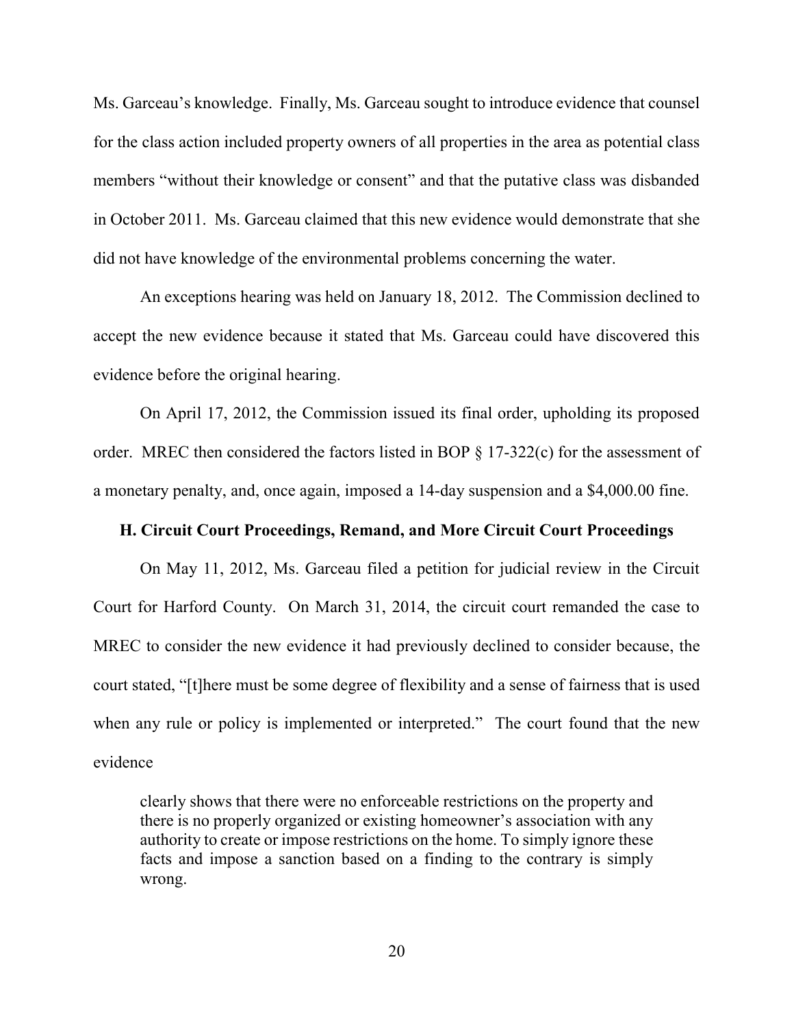Ms. Garceau's knowledge. Finally, Ms. Garceau sought to introduce evidence that counsel for the class action included property owners of all properties in the area as potential class members "without their knowledge or consent" and that the putative class was disbanded in October 2011. Ms. Garceau claimed that this new evidence would demonstrate that she did not have knowledge of the environmental problems concerning the water.

An exceptions hearing was held on January 18, 2012. The Commission declined to accept the new evidence because it stated that Ms. Garceau could have discovered this evidence before the original hearing.

On April 17, 2012, the Commission issued its final order, upholding its proposed order. MREC then considered the factors listed in BOP § 17-322(c) for the assessment of a monetary penalty, and, once again, imposed a 14-day suspension and a $4,000.00 fine.

### H. Circuit Court Proceedings, Remand, and More Circuit Court Proceedings

On May 11, 2012, Ms. Garceau filed a petition for judicial review in the Circuit Court for Harford County. On March 31, 2014, the circuit court remanded the case to MREC to consider the new evidence it had previously declined to consider because, the court stated, "[t]here must be some degree of flexibility and a sense of fairness that is used when any rule or policy is implemented or interpreted." The court found that the new evidence

> clearly shows that there were no enforceable restrictions on the property and there is no properly organized or existing homeowner's association with any authority to create or impose restrictions on the home. To simply ignore these facts and impose a sanction based on a finding to the contrary is simply wrong.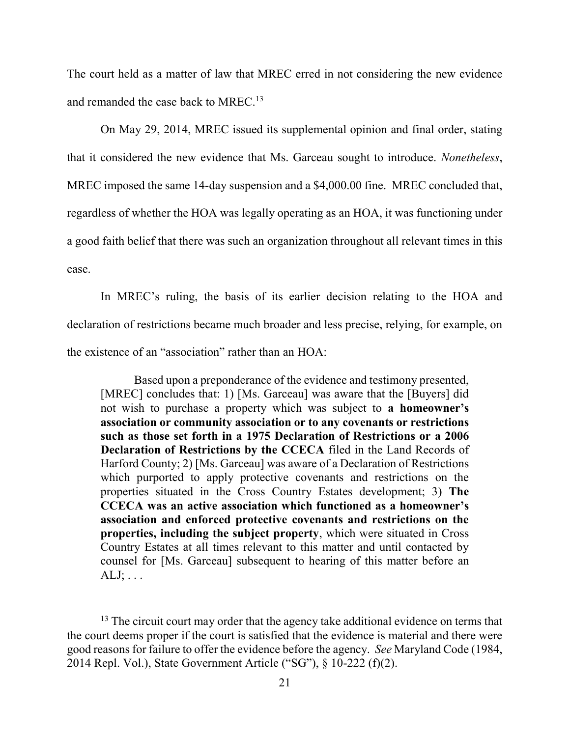The court held as a matter of law that MREC erred in not considering the new evidence and remanded the case back to MREC.[13]

On May 29, 2014, MREC issued its supplemental opinion and final order, stating that it considered the new evidence that Ms. Garceau sought to introduce. *Nonetheless*, MREC imposed the same 14-day suspension and a $4,000.00 fine. MREC concluded that, regardless of whether the HOA was legally operating as an HOA, it was functioning under a good faith belief that there was such an organization throughout all relevant times in this case.

In MREC's ruling, the basis of its earlier decision relating to the HOA and declaration of restrictions became much broader and less precise, relying, for example, on the existence of an "association" rather than an HOA:

> Based upon a preponderance of the evidence and testimony presented, [MREC] concludes that: 1) [Ms. Garceau] was aware that the [Buyers] did not wish to purchase a property which was subject to **a homeowner's association or community association or to any covenants or restrictions such as those set forth in a 1975 Declaration of Restrictions or a 2006 Declaration of Restrictions by the CCECA** filed in the Land Records of Harford County; 2) [Ms. Garceau] was aware of a Declaration of Restrictions which purported to apply protective covenants and restrictions on the properties situated in the Cross Country Estates development; 3) **The CCECA was an active association which functioned as a homeowner's association and enforced protective covenants and restrictions on the properties, including the subject property**, which were situated in Cross Country Estates at all times relevant to this matter and until contacted by counsel for [Ms. Garceau] subsequent to hearing of this matter before an ALJ; . . .

---

[13] The circuit court may order that the agency take additional evidence on terms that the court deems proper if the court is satisfied that the evidence is material and there were good reasons for failure to offer the evidence before the agency. *See* Maryland Code (1984, 2014 Repl. Vol.), State Government Article ("SG"), § 10-222 (f)(2).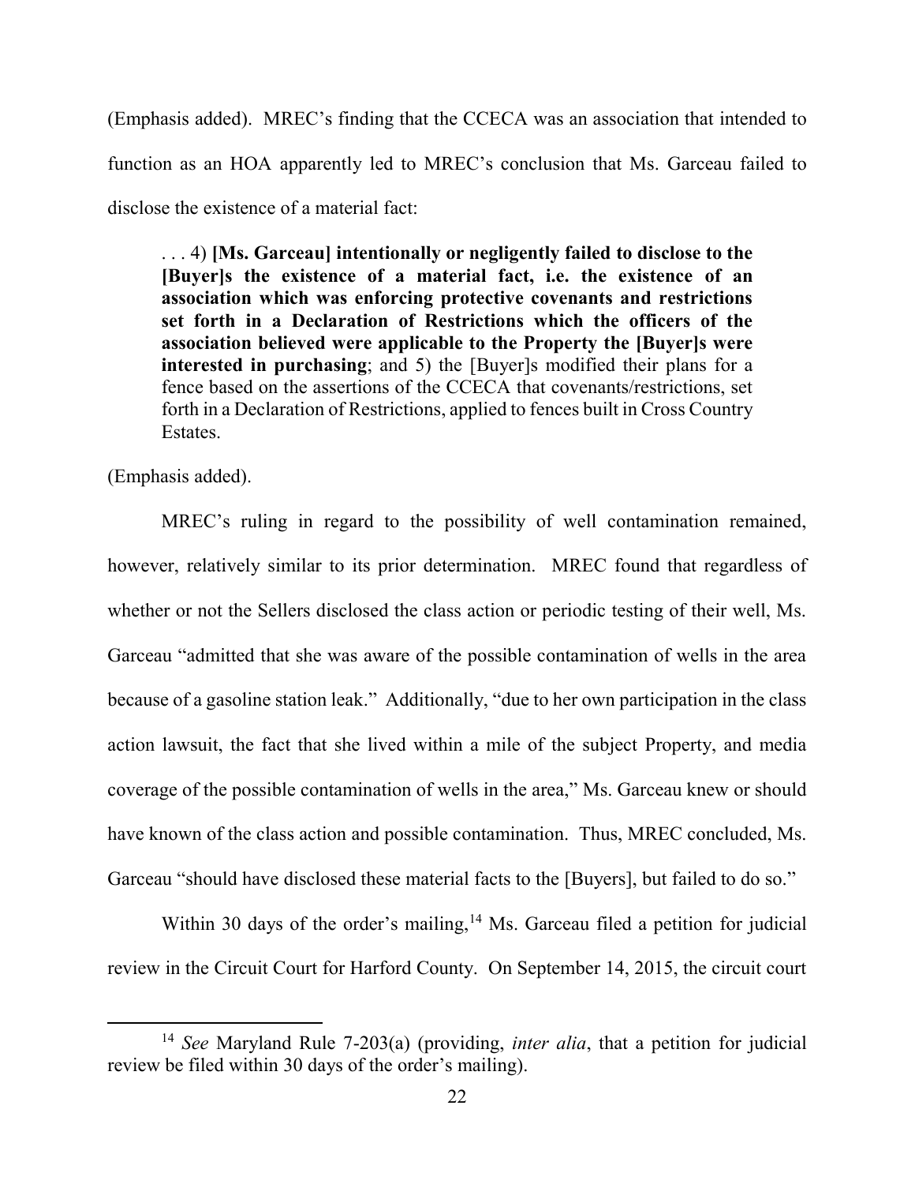(Emphasis added). MREC's finding that the CCECA was an association that intended to function as an HOA apparently led to MREC's conclusion that Ms. Garceau failed to disclose the existence of a material fact:

> . . . 4) **[Ms. Garceau] intentionally or negligently failed to disclose to the [Buyer]s the existence of a material fact, i.e. the existence of an association which was enforcing protective covenants and restrictions set forth in a Declaration of Restrictions which the officers of the association believed were applicable to the Property the [Buyer]s were interested in purchasing**; and 5) the [Buyer]s modified their plans for a fence based on the assertions of the CCECA that covenants/restrictions, set forth in a Declaration of Restrictions, applied to fences built in Cross Country Estates.

(Emphasis added).

MREC's ruling in regard to the possibility of well contamination remained, however, relatively similar to its prior determination. MREC found that regardless of whether or not the Sellers disclosed the class action or periodic testing of their well, Ms. Garceau "admitted that she was aware of the possible contamination of wells in the area because of a gasoline station leak." Additionally, "due to her own participation in the class action lawsuit, the fact that she lived within a mile of the subject Property, and media coverage of the possible contamination of wells in the area," Ms. Garceau knew or should have known of the class action and possible contamination. Thus, MREC concluded, Ms. Garceau "should have disclosed these material facts to the [Buyers], but failed to do so."

Within 30 days of the order's mailing,[14] Ms. Garceau filed a petition for judicial review in the Circuit Court for Harford County. On September 14, 2015, the circuit court

[14] *See* Maryland Rule 7-203(a) (providing, *inter alia*, that a petition for judicial review be filed within 30 days of the order's mailing).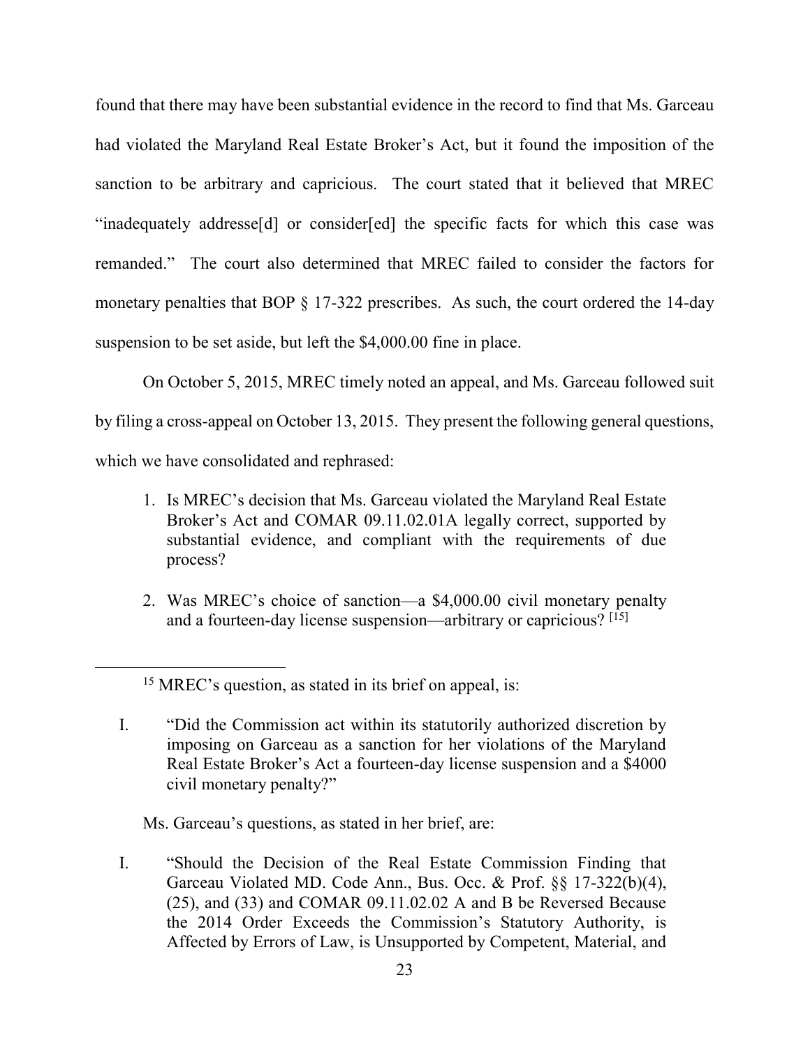found that there may have been substantial evidence in the record to find that Ms. Garceau had violated the Maryland Real Estate Broker's Act, but it found the imposition of the sanction to be arbitrary and capricious. The court stated that it believed that MREC "inadequately addresse[d] or consider[ed] the specific facts for which this case was remanded." The court also determined that MREC failed to consider the factors for monetary penalties that BOP § 17-322 prescribes. As such, the court ordered the 14-day suspension to be set aside, but left the $4,000.00 fine in place.

On October 5, 2015, MREC timely noted an appeal, and Ms. Garceau followed suit by filing a cross-appeal on October 13, 2015. They present the following general questions, which we have consolidated and rephrased:

1. Is MREC's decision that Ms. Garceau violated the Maryland Real Estate Broker's Act and COMAR 09.11.02.01A legally correct, supported by substantial evidence, and compliant with the requirements of due process?
2. Was MREC's choice of sanction—a $4,000.00 civil monetary penalty and a fourteen-day license suspension—arbitrary or capricious? [15]

---

[15] MREC's question, as stated in its brief on appeal, is:

I. "Did the Commission act within its statutorily authorized discretion by imposing on Garceau as a sanction for her violations of the Maryland Real Estate Broker's Act a fourteen-day license suspension and a $4000 civil monetary penalty?"

Ms. Garceau's questions, as stated in her brief, are:

I. "Should the Decision of the Real Estate Commission Finding that Garceau Violated MD. Code Ann., Bus. Occ. & Prof. §§ 17-322(b)(4), (25), and (33) and COMAR 09.11.02.02 A and B be Reversed Because the 2014 Order Exceeds the Commission's Statutory Authority, is Affected by Errors of Law, is Unsupported by Competent, Material, and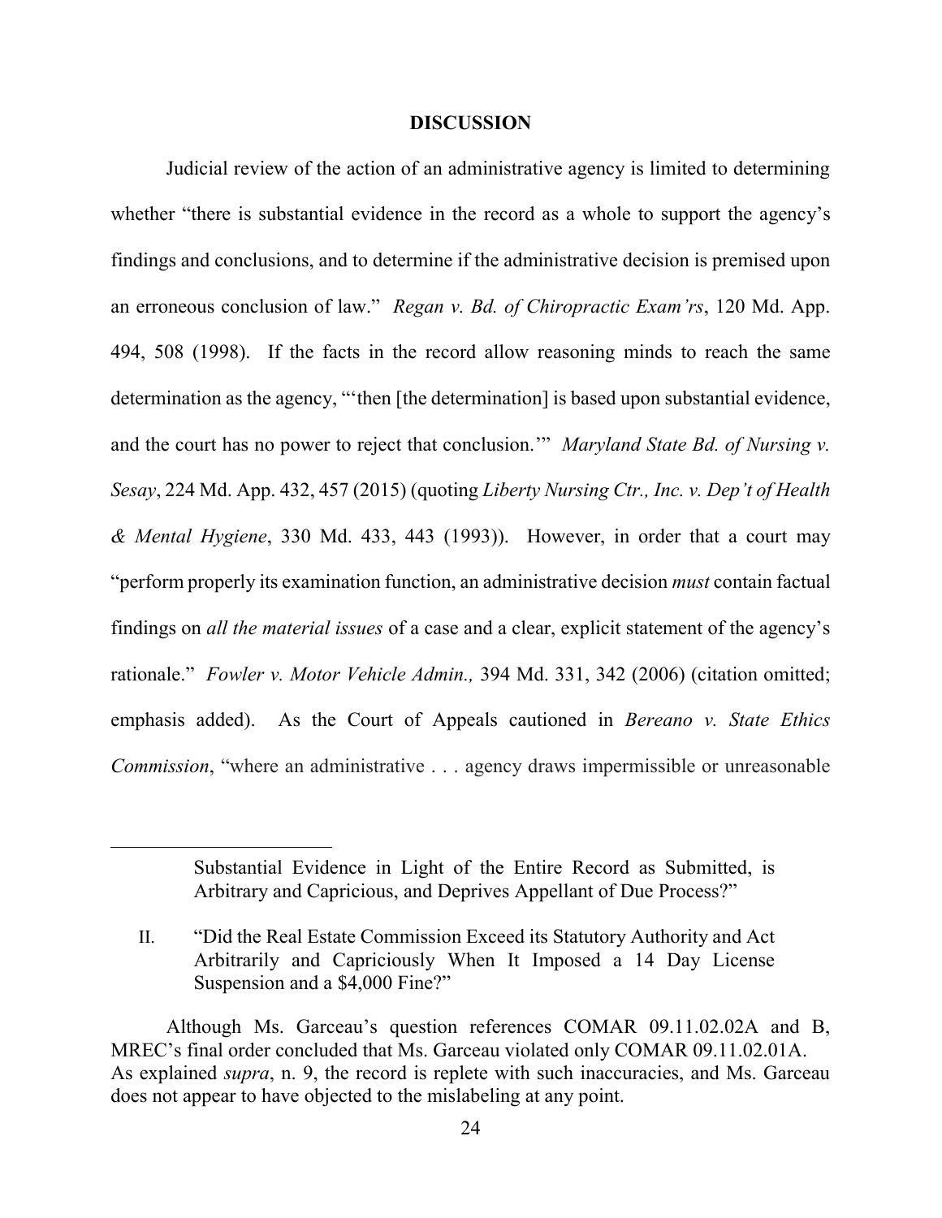**DISCUSSION**

Judicial review of the action of an administrative agency is limited to determining whether "there is substantial evidence in the record as a whole to support the agency's findings and conclusions, and to determine if the administrative decision is premised upon an erroneous conclusion of law." *Regan v. Bd. of Chiropractic Exam'rs*, 120 Md. App. 494, 508 (1998). If the facts in the record allow reasoning minds to reach the same determination as the agency, "'then [the determination] is based upon substantial evidence, and the court has no power to reject that conclusion.'" *Maryland State Bd. of Nursing v. Sesay*, 224 Md. App. 432, 457 (2015) (quoting *Liberty Nursing Ctr., Inc. v. Dep't of Health & Mental Hygiene*, 330 Md. 433, 443 (1993)). However, in order that a court may "perform properly its examination function, an administrative decision *must* contain factual findings on *all the material issues* of a case and a clear, explicit statement of the agency's rationale." *Fowler v. Motor Vehicle Admin.,* 394 Md. 331, 342 (2006) (citation omitted; emphasis added). As the Court of Appeals cautioned in *Bereano v. State Ethics Commission*, "where an administrative . . . agency draws impermissible or unreasonable

---

Substantial Evidence in Light of the Entire Record as Submitted, is Arbitrary and Capricious, and Deprives Appellant of Due Process?"

II. "Did the Real Estate Commission Exceed its Statutory Authority and Act Arbitrarily and Capriciously When It Imposed a 14 Day License Suspension and a $4,000 Fine?"

Although Ms. Garceau's question references COMAR 09.11.02.02A and B, MREC's final order concluded that Ms. Garceau violated only COMAR 09.11.02.01A. As explained *supra*, n. 9, the record is replete with such inaccuracies, and Ms. Garceau does not appear to have objected to the mislabeling at any point.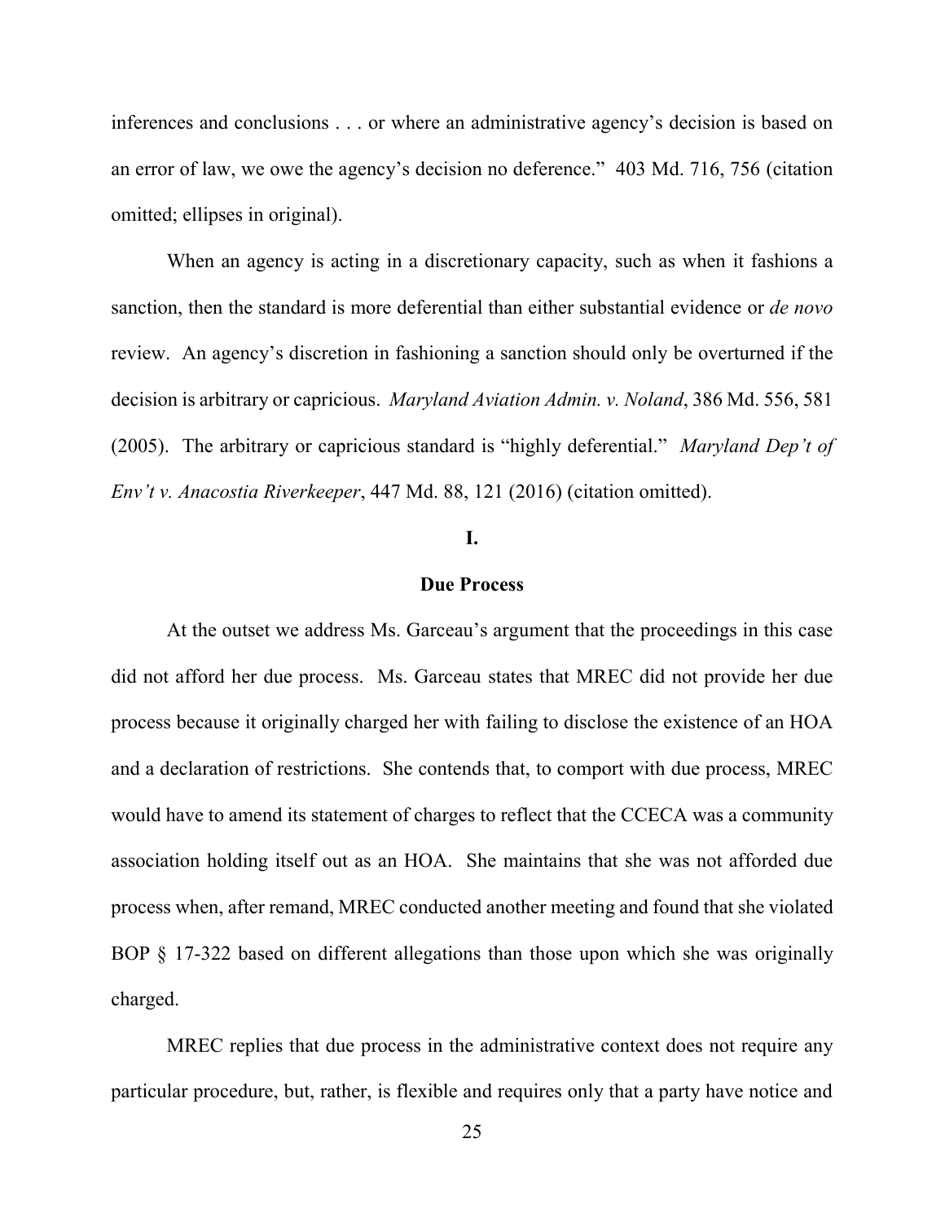inferences and conclusions . . . or where an administrative agency's decision is based on an error of law, we owe the agency's decision no deference." 403 Md. 716, 756 (citation omitted; ellipses in original).

When an agency is acting in a discretionary capacity, such as when it fashions a sanction, then the standard is more deferential than either substantial evidence or *de novo* review. An agency's discretion in fashioning a sanction should only be overturned if the decision is arbitrary or capricious. *Maryland Aviation Admin. v. Noland*, 386 Md. 556, 581 (2005). The arbitrary or capricious standard is "highly deferential." *Maryland Dep't of Env't v. Anacostia Riverkeeper*, 447 Md. 88, 121 (2016) (citation omitted).

## I.

## Due Process

At the outset we address Ms. Garceau's argument that the proceedings in this case did not afford her due process. Ms. Garceau states that MREC did not provide her due process because it originally charged her with failing to disclose the existence of an HOA and a declaration of restrictions. She contends that, to comport with due process, MREC would have to amend its statement of charges to reflect that the CCECA was a community association holding itself out as an HOA. She maintains that she was not afforded due process when, after remand, MREC conducted another meeting and found that she violated BOP § 17-322 based on different allegations than those upon which she was originally charged.

MREC replies that due process in the administrative context does not require any particular procedure, but, rather, is flexible and requires only that a party have notice and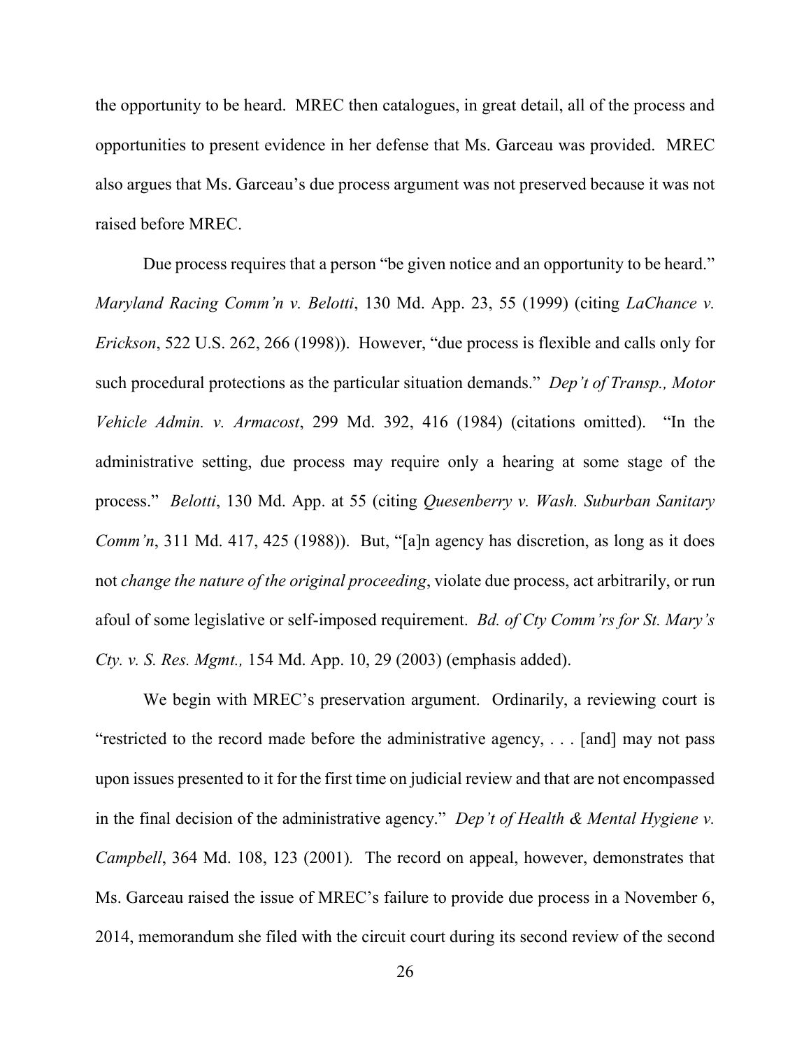the opportunity to be heard. MREC then catalogues, in great detail, all of the process and opportunities to present evidence in her defense that Ms. Garceau was provided. MREC also argues that Ms. Garceau's due process argument was not preserved because it was not raised before MREC.

Due process requires that a person "be given notice and an opportunity to be heard." *Maryland Racing Comm'n v. Belotti*, 130 Md. App. 23, 55 (1999) (citing *LaChance v. Erickson*, 522 U.S. 262, 266 (1998)). However, "due process is flexible and calls only for such procedural protections as the particular situation demands." *Dep't of Transp., Motor Vehicle Admin. v. Armacost*, 299 Md. 392, 416 (1984) (citations omitted). "In the administrative setting, due process may require only a hearing at some stage of the process." *Belotti*, 130 Md. App. at 55 (citing *Quesenberry v. Wash. Suburban Sanitary Comm'n*, 311 Md. 417, 425 (1988)). But, "[a]n agency has discretion, as long as it does not *change the nature of the original proceeding*, violate due process, act arbitrarily, or run afoul of some legislative or self-imposed requirement. *Bd. of Cty Comm'rs for St. Mary's Cty. v. S. Res. Mgmt.,* 154 Md. App. 10, 29 (2003) (emphasis added).

We begin with MREC's preservation argument. Ordinarily, a reviewing court is "restricted to the record made before the administrative agency, . . . [and] may not pass upon issues presented to it for the first time on judicial review and that are not encompassed in the final decision of the administrative agency." *Dep't of Health & Mental Hygiene v. Campbell*, 364 Md. 108, 123 (2001). The record on appeal, however, demonstrates that Ms. Garceau raised the issue of MREC's failure to provide due process in a November 6, 2014, memorandum she filed with the circuit court during its second review of the second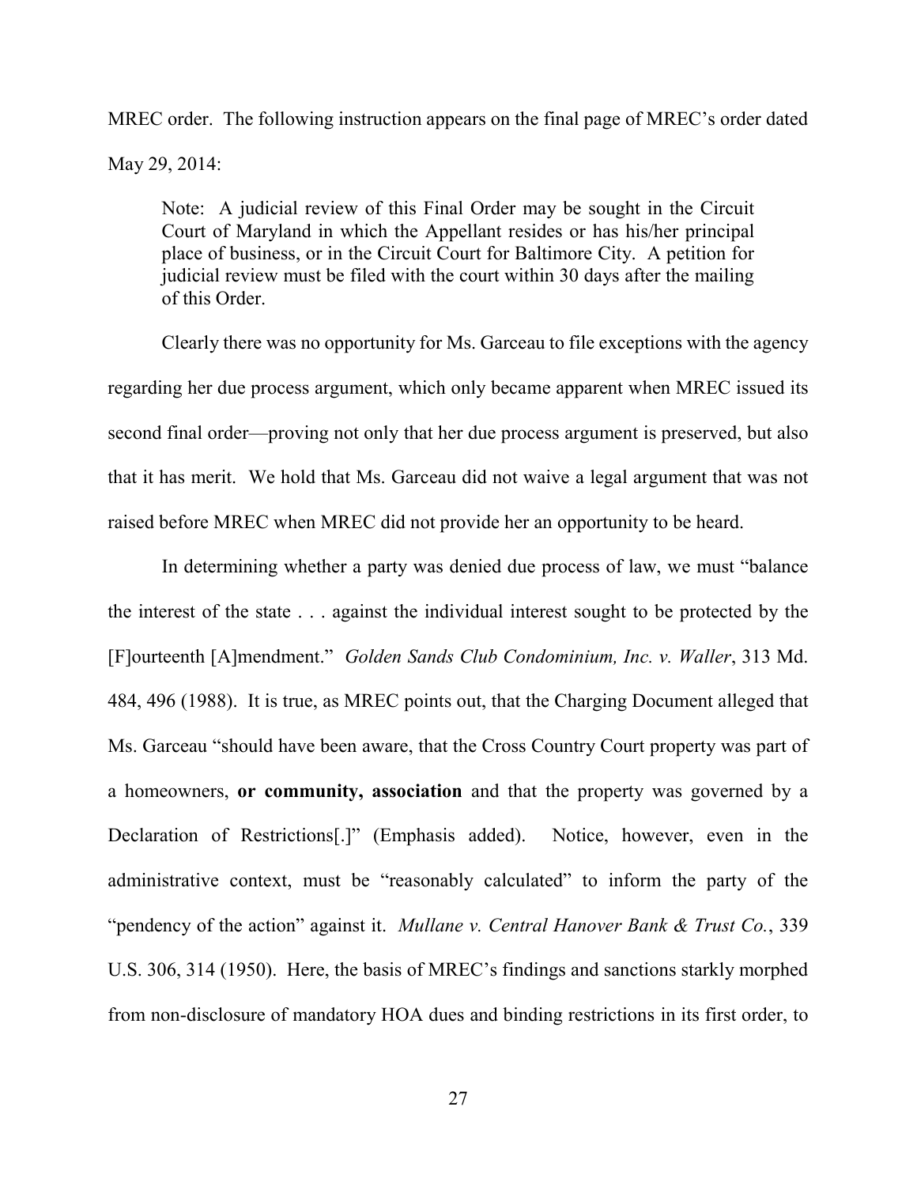MREC order. The following instruction appears on the final page of MREC's order dated May 29, 2014:

> Note: A judicial review of this Final Order may be sought in the Circuit Court of Maryland in which the Appellant resides or has his/her principal place of business, or in the Circuit Court for Baltimore City. A petition for judicial review must be filed with the court within 30 days after the mailing of this Order.

Clearly there was no opportunity for Ms. Garceau to file exceptions with the agency regarding her due process argument, which only became apparent when MREC issued its second final order—proving not only that her due process argument is preserved, but also that it has merit. We hold that Ms. Garceau did not waive a legal argument that was not raised before MREC when MREC did not provide her an opportunity to be heard.

In determining whether a party was denied due process of law, we must "balance the interest of the state . . . against the individual interest sought to be protected by the [F]ourteenth [A]mendment." *Golden Sands Club Condominium, Inc. v. Waller*, 313 Md. 484, 496 (1988). It is true, as MREC points out, that the Charging Document alleged that Ms. Garceau "should have been aware, that the Cross Country Court property was part of a homeowners, **or community, association** and that the property was governed by a Declaration of Restrictions[.]" (Emphasis added). Notice, however, even in the administrative context, must be "reasonably calculated" to inform the party of the "pendency of the action" against it. *Mullane v. Central Hanover Bank & Trust Co.*, 339 U.S. 306, 314 (1950). Here, the basis of MREC's findings and sanctions starkly morphed from non-disclosure of mandatory HOA dues and binding restrictions in its first order, to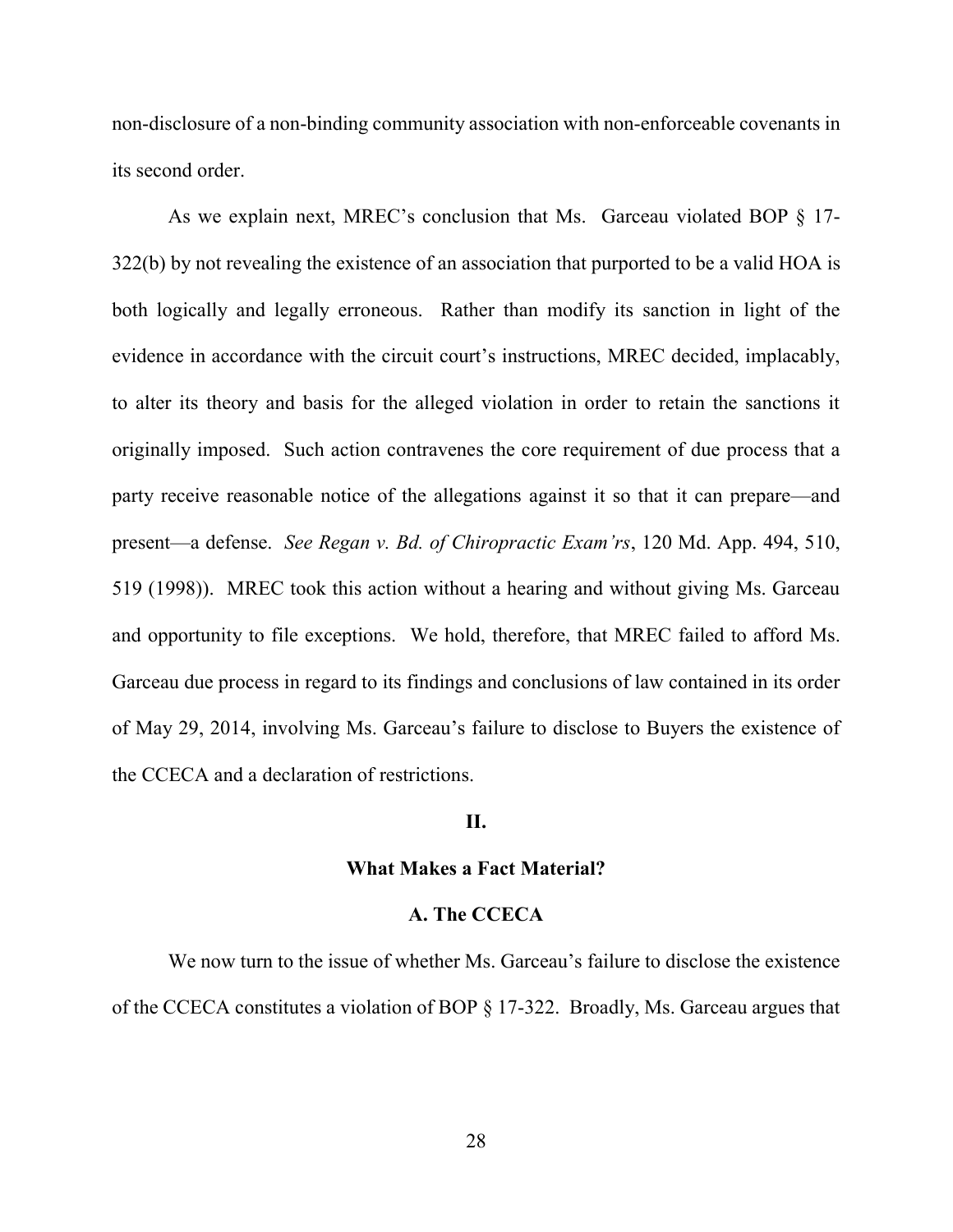non-disclosure of a non-binding community association with non-enforceable covenants in its second order.

As we explain next, MREC's conclusion that Ms. Garceau violated BOP § 17-322(b) by not revealing the existence of an association that purported to be a valid HOA is both logically and legally erroneous. Rather than modify its sanction in light of the evidence in accordance with the circuit court's instructions, MREC decided, implacably, to alter its theory and basis for the alleged violation in order to retain the sanctions it originally imposed. Such action contravenes the core requirement of due process that a party receive reasonable notice of the allegations against it so that it can prepare—and present—a defense. *See Regan v. Bd. of Chiropractic Exam'rs*, 120 Md. App. 494, 510, 519 (1998)). MREC took this action without a hearing and without giving Ms. Garceau and opportunity to file exceptions. We hold, therefore, that MREC failed to afford Ms. Garceau due process in regard to its findings and conclusions of law contained in its order of May 29, 2014, involving Ms. Garceau's failure to disclose to Buyers the existence of the CCECA and a declaration of restrictions.

## II.

## What Makes a Fact Material?

### A. The CCECA

We now turn to the issue of whether Ms. Garceau's failure to disclose the existence of the CCECA constitutes a violation of BOP § 17-322. Broadly, Ms. Garceau argues that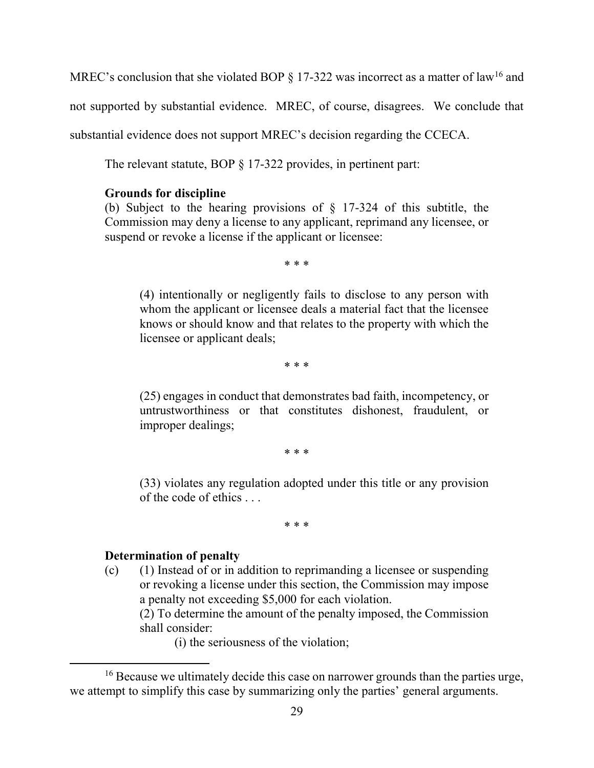MREC's conclusion that she violated BOP § 17-322 was incorrect as a matter of law[16] and not supported by substantial evidence. MREC, of course, disagrees. We conclude that substantial evidence does not support MREC's decision regarding the CCECA.

The relevant statute, BOP § 17-322 provides, in pertinent part:

> **Grounds for discipline**
>
> (b) Subject to the hearing provisions of § 17-324 of this subtitle, the Commission may deny a license to any applicant, reprimand any licensee, or suspend or revoke a license if the applicant or licensee:
>
> \* \* \*
>
> (4) intentionally or negligently fails to disclose to any person with whom the applicant or licensee deals a material fact that the licensee knows or should know and that relates to the property with which the licensee or applicant deals;
>
> \* \* \*
>
> (25) engages in conduct that demonstrates bad faith, incompetency, or untrustworthiness or that constitutes dishonest, fraudulent, or improper dealings;
>
> \* \* \*
>
> (33) violates any regulation adopted under this title or any provision of the code of ethics . . .
>
> \* \* \*
>
> **Determination of penalty**
>
> (c) (1) Instead of or in addition to reprimanding a licensee or suspending or revoking a license under this section, the Commission may impose a penalty not exceeding $5,000 for each violation.
>
> (2) To determine the amount of the penalty imposed, the Commission shall consider:
>
> (i) the seriousness of the violation;

---

[16] Because we ultimately decide this case on narrower grounds than the parties urge, we attempt to simplify this case by summarizing only the parties' general arguments.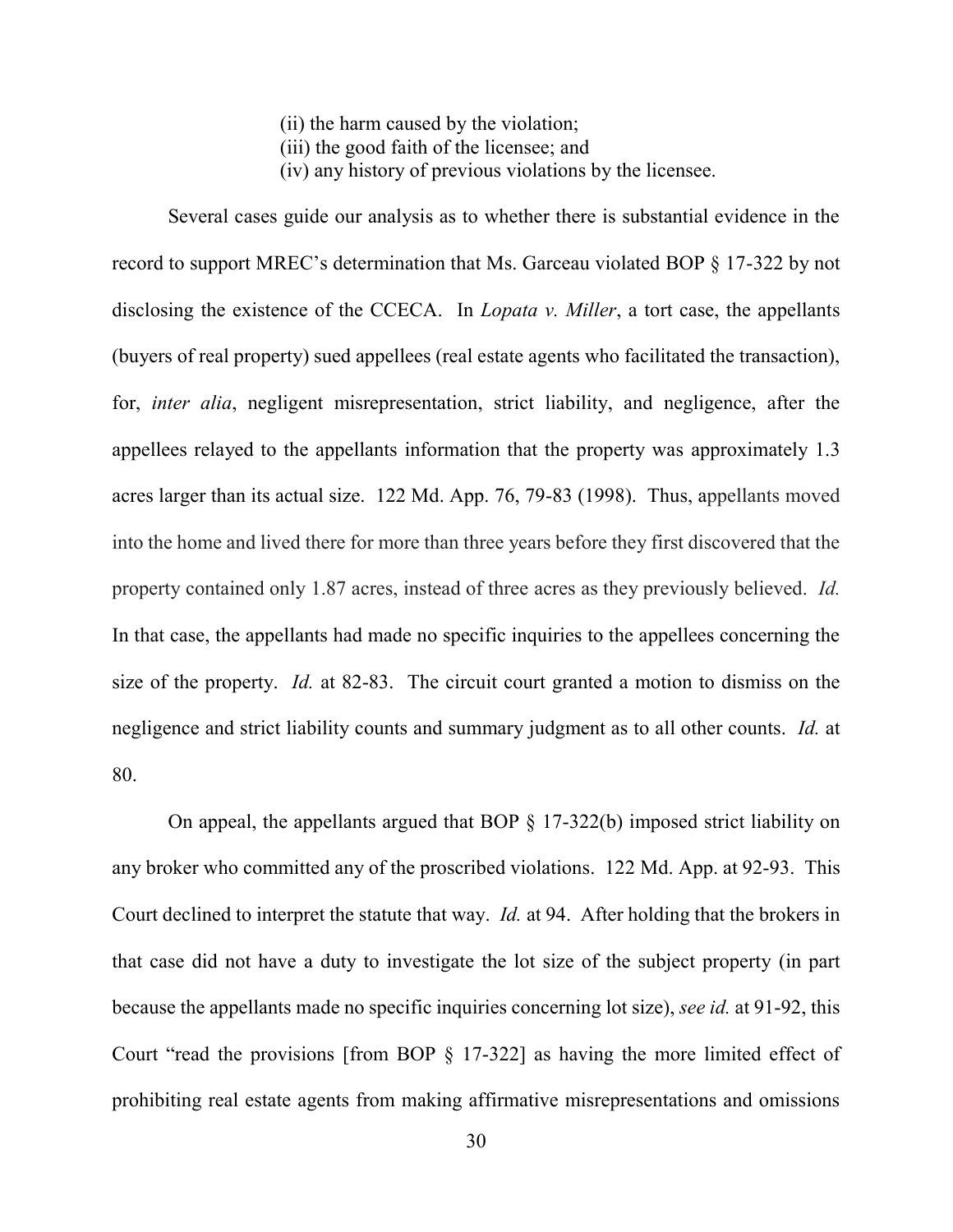(ii) the harm caused by the violation;
(iii) the good faith of the licensee; and
(iv) any history of previous violations by the licensee.

Several cases guide our analysis as to whether there is substantial evidence in the record to support MREC's determination that Ms. Garceau violated BOP § 17-322 by not disclosing the existence of the CCECA. In *Lopata v. Miller*, a tort case, the appellants (buyers of real property) sued appellees (real estate agents who facilitated the transaction), for, *inter alia*, negligent misrepresentation, strict liability, and negligence, after the appellees relayed to the appellants information that the property was approximately 1.3 acres larger than its actual size. 122 Md. App. 76, 79-83 (1998). Thus, appellants moved into the home and lived there for more than three years before they first discovered that the property contained only 1.87 acres, instead of three acres as they previously believed. *Id.* In that case, the appellants had made no specific inquiries to the appellees concerning the size of the property. *Id.* at 82-83. The circuit court granted a motion to dismiss on the negligence and strict liability counts and summary judgment as to all other counts. *Id.* at 80.

On appeal, the appellants argued that BOP § 17-322(b) imposed strict liability on any broker who committed any of the proscribed violations. 122 Md. App. at 92-93. This Court declined to interpret the statute that way. *Id.* at 94. After holding that the brokers in that case did not have a duty to investigate the lot size of the subject property (in part because the appellants made no specific inquiries concerning lot size), *see id.* at 91-92, this Court "read the provisions [from BOP § 17-322] as having the more limited effect of prohibiting real estate agents from making affirmative misrepresentations and omissions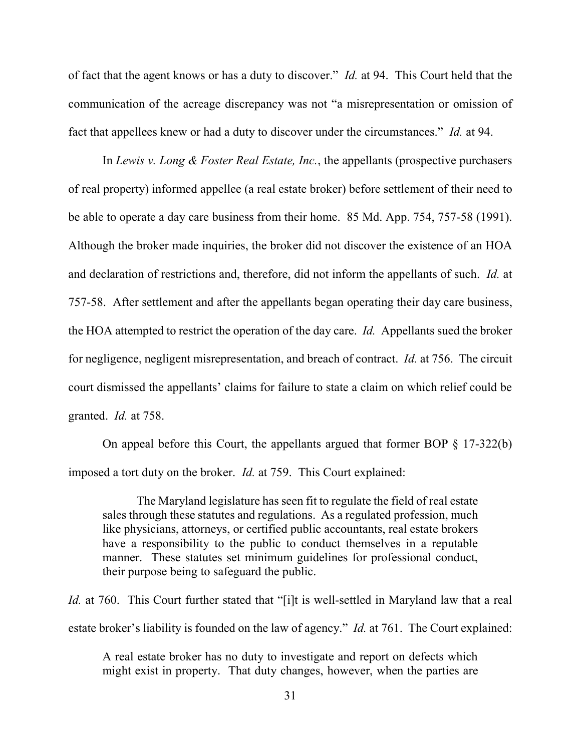of fact that the agent knows or has a duty to discover." *Id.* at 94. This Court held that the communication of the acreage discrepancy was not "a misrepresentation or omission of fact that appellees knew or had a duty to discover under the circumstances." *Id.* at 94.

In *Lewis v. Long & Foster Real Estate, Inc.*, the appellants (prospective purchasers of real property) informed appellee (a real estate broker) before settlement of their need to be able to operate a day care business from their home. 85 Md. App. 754, 757-58 (1991). Although the broker made inquiries, the broker did not discover the existence of an HOA and declaration of restrictions and, therefore, did not inform the appellants of such. *Id.* at 757-58. After settlement and after the appellants began operating their day care business, the HOA attempted to restrict the operation of the day care. *Id.* Appellants sued the broker for negligence, negligent misrepresentation, and breach of contract. *Id.* at 756. The circuit court dismissed the appellants' claims for failure to state a claim on which relief could be granted. *Id.* at 758.

On appeal before this Court, the appellants argued that former BOP § 17-322(b) imposed a tort duty on the broker. *Id.* at 759. This Court explained:

> The Maryland legislature has seen fit to regulate the field of real estate sales through these statutes and regulations. As a regulated profession, much like physicians, attorneys, or certified public accountants, real estate brokers have a responsibility to the public to conduct themselves in a reputable manner. These statutes set minimum guidelines for professional conduct, their purpose being to safeguard the public.

*Id.* at 760. This Court further stated that "[i]t is well-settled in Maryland law that a real estate broker's liability is founded on the law of agency." *Id.* at 761. The Court explained:

> A real estate broker has no duty to investigate and report on defects which might exist in property. That duty changes, however, when the parties are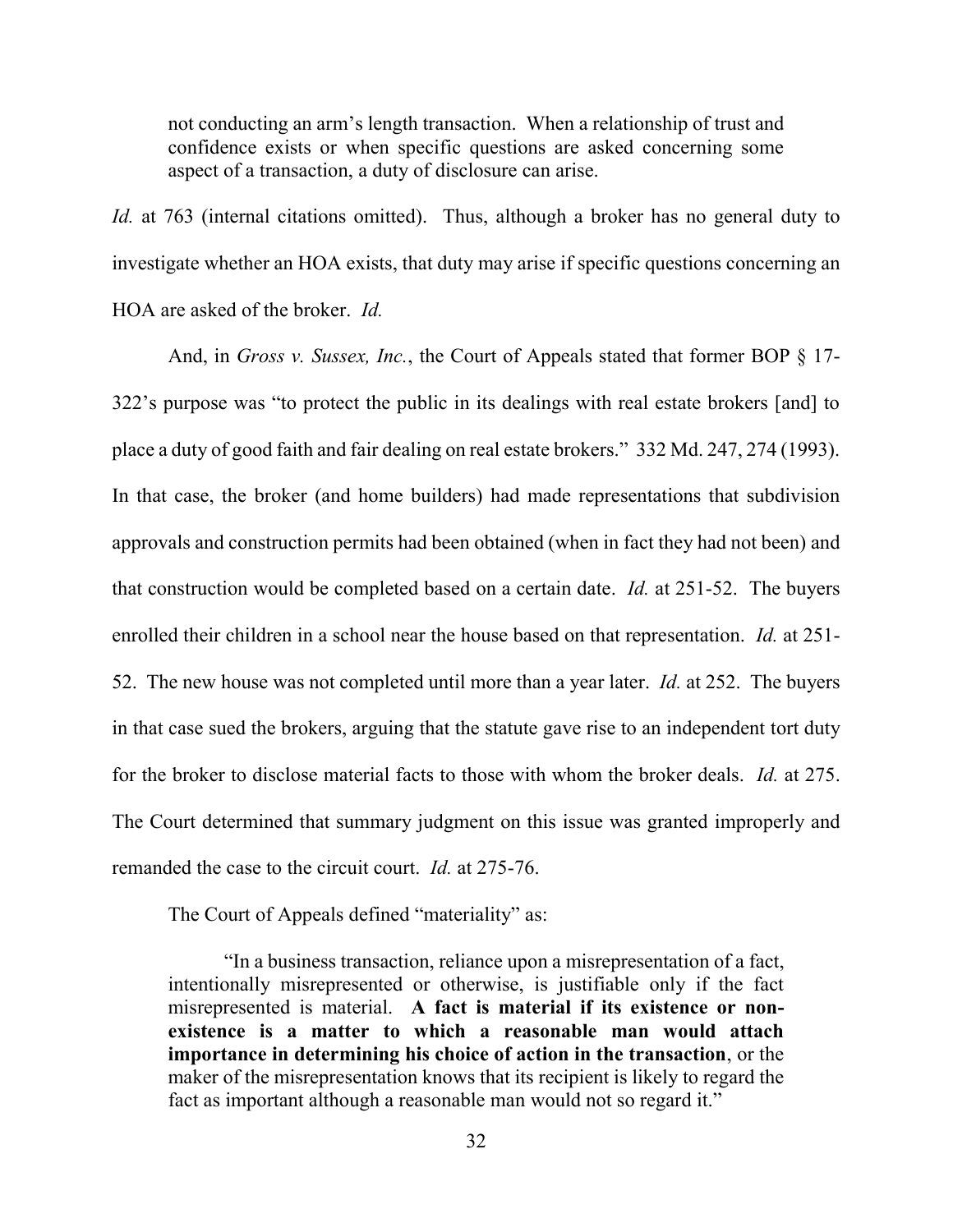> not conducting an arm's length transaction. When a relationship of trust and confidence exists or when specific questions are asked concerning some aspect of a transaction, a duty of disclosure can arise.

*Id.* at 763 (internal citations omitted). Thus, although a broker has no general duty to investigate whether an HOA exists, that duty may arise if specific questions concerning an HOA are asked of the broker. *Id.*

And, in *Gross v. Sussex, Inc.*, the Court of Appeals stated that former BOP § 17-322's purpose was "to protect the public in its dealings with real estate brokers [and] to place a duty of good faith and fair dealing on real estate brokers." 332 Md. 247, 274 (1993). In that case, the broker (and home builders) had made representations that subdivision approvals and construction permits had been obtained (when in fact they had not been) and that construction would be completed based on a certain date. *Id.* at 251-52. The buyers enrolled their children in a school near the house based on that representation. *Id.* at 251-52. The new house was not completed until more than a year later. *Id.* at 252. The buyers in that case sued the brokers, arguing that the statute gave rise to an independent tort duty for the broker to disclose material facts to those with whom the broker deals. *Id.* at 275. The Court determined that summary judgment on this issue was granted improperly and remanded the case to the circuit court. *Id.* at 275-76.

The Court of Appeals defined "materiality" as:

> "In a business transaction, reliance upon a misrepresentation of a fact, intentionally misrepresented or otherwise, is justifiable only if the fact misrepresented is material. **A fact is material if its existence or non-existence is a matter to which a reasonable man would attach importance in determining his choice of action in the transaction**, or the maker of the misrepresentation knows that its recipient is likely to regard the fact as important although a reasonable man would not so regard it."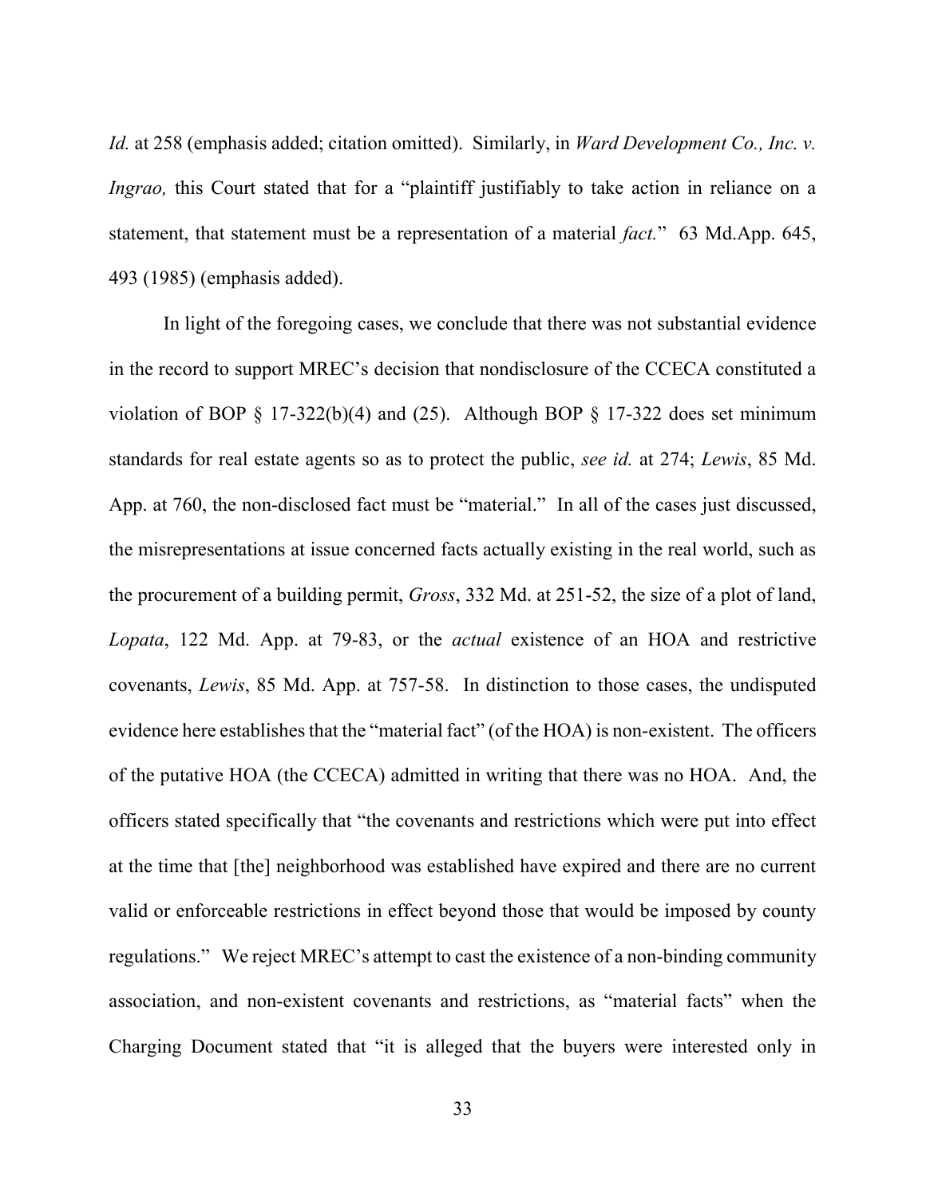*Id.* at 258 (emphasis added; citation omitted). Similarly, in *Ward Development Co., Inc. v. Ingrao,* this Court stated that for a "plaintiff justifiably to take action in reliance on a statement, that statement must be a representation of a material *fact.*" 63 Md.App. 645, 493 (1985) (emphasis added).

In light of the foregoing cases, we conclude that there was not substantial evidence in the record to support MREC's decision that nondisclosure of the CCECA constituted a violation of BOP § 17-322(b)(4) and (25). Although BOP § 17-322 does set minimum standards for real estate agents so as to protect the public, *see id.* at 274; *Lewis*, 85 Md. App. at 760, the non-disclosed fact must be "material." In all of the cases just discussed, the misrepresentations at issue concerned facts actually existing in the real world, such as the procurement of a building permit, *Gross*, 332 Md. at 251-52, the size of a plot of land, *Lopata*, 122 Md. App. at 79-83, or the *actual* existence of an HOA and restrictive covenants, *Lewis*, 85 Md. App. at 757-58. In distinction to those cases, the undisputed evidence here establishes that the "material fact" (of the HOA) is non-existent. The officers of the putative HOA (the CCECA) admitted in writing that there was no HOA. And, the officers stated specifically that "the covenants and restrictions which were put into effect at the time that [the] neighborhood was established have expired and there are no current valid or enforceable restrictions in effect beyond those that would be imposed by county regulations." We reject MREC's attempt to cast the existence of a non-binding community association, and non-existent covenants and restrictions, as "material facts" when the Charging Document stated that "it is alleged that the buyers were interested only in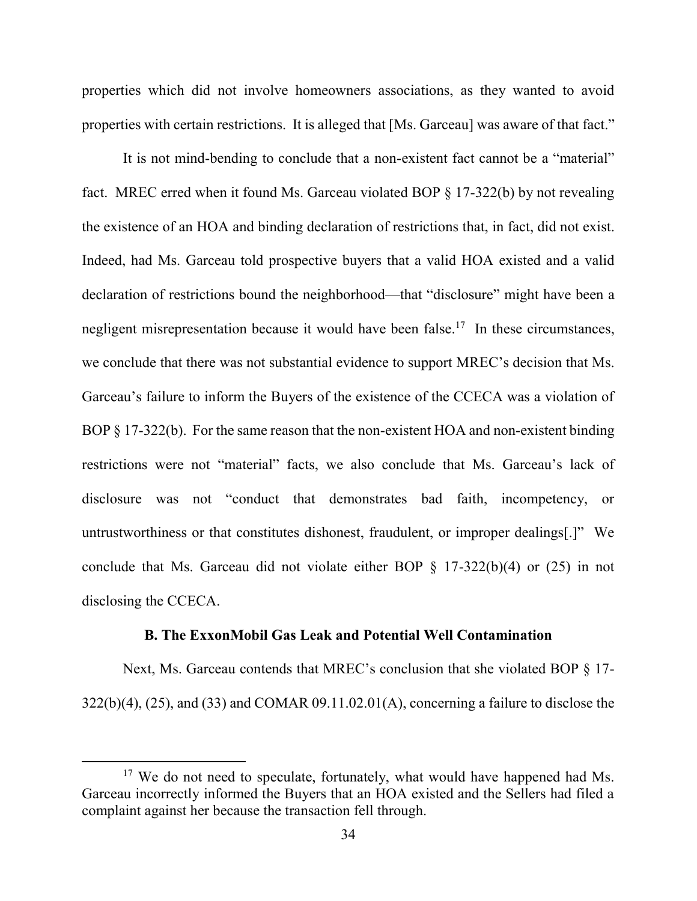properties which did not involve homeowners associations, as they wanted to avoid properties with certain restrictions. It is alleged that [Ms. Garceau] was aware of that fact."

It is not mind-bending to conclude that a non-existent fact cannot be a "material" fact. MREC erred when it found Ms. Garceau violated BOP § 17-322(b) by not revealing the existence of an HOA and binding declaration of restrictions that, in fact, did not exist. Indeed, had Ms. Garceau told prospective buyers that a valid HOA existed and a valid declaration of restrictions bound the neighborhood—that "disclosure" might have been a negligent misrepresentation because it would have been false.[17] In these circumstances, we conclude that there was not substantial evidence to support MREC's decision that Ms. Garceau's failure to inform the Buyers of the existence of the CCECA was a violation of BOP § 17-322(b). For the same reason that the non-existent HOA and non-existent binding restrictions were not "material" facts, we also conclude that Ms. Garceau's lack of disclosure was not "conduct that demonstrates bad faith, incompetency, or untrustworthiness or that constitutes dishonest, fraudulent, or improper dealings[.]" We conclude that Ms. Garceau did not violate either BOP § 17-322(b)(4) or (25) in not disclosing the CCECA.

### B. The ExxonMobil Gas Leak and Potential Well Contamination

Next, Ms. Garceau contends that MREC's conclusion that she violated BOP § 17-322(b)(4), (25), and (33) and COMAR 09.11.02.01(A), concerning a failure to disclose the

---

[17] We do not need to speculate, fortunately, what would have happened had Ms. Garceau incorrectly informed the Buyers that an HOA existed and the Sellers had filed a complaint against her because the transaction fell through.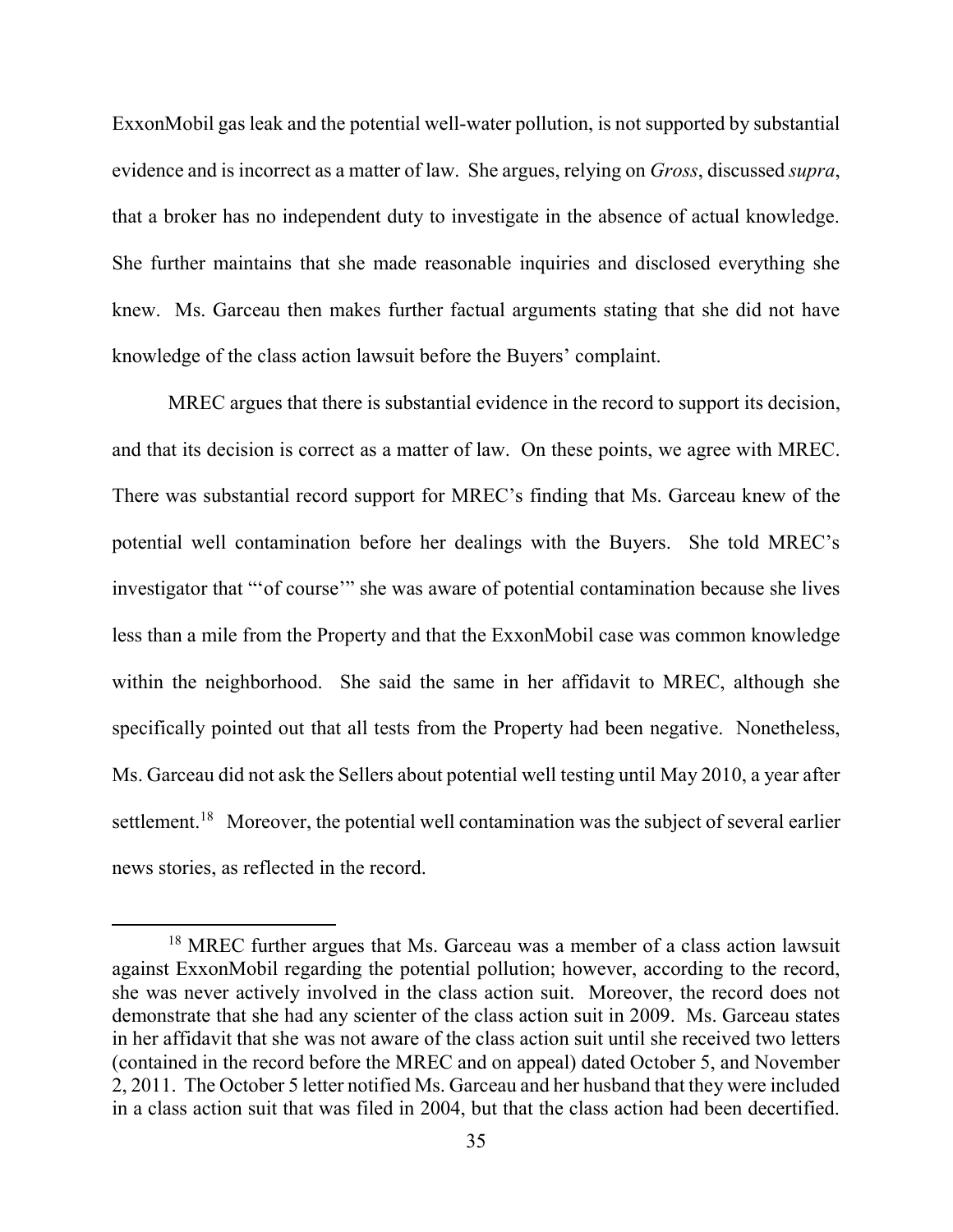ExxonMobil gas leak and the potential well-water pollution, is not supported by substantial evidence and is incorrect as a matter of law. She argues, relying on *Gross*, discussed *supra*, that a broker has no independent duty to investigate in the absence of actual knowledge. She further maintains that she made reasonable inquiries and disclosed everything she knew. Ms. Garceau then makes further factual arguments stating that she did not have knowledge of the class action lawsuit before the Buyers' complaint.

MREC argues that there is substantial evidence in the record to support its decision, and that its decision is correct as a matter of law. On these points, we agree with MREC. There was substantial record support for MREC's finding that Ms. Garceau knew of the potential well contamination before her dealings with the Buyers. She told MREC's investigator that "'of course'" she was aware of potential contamination because she lives less than a mile from the Property and that the ExxonMobil case was common knowledge within the neighborhood. She said the same in her affidavit to MREC, although she specifically pointed out that all tests from the Property had been negative. Nonetheless, Ms. Garceau did not ask the Sellers about potential well testing until May 2010, a year after settlement.[18] Moreover, the potential well contamination was the subject of several earlier news stories, as reflected in the record.

[18] MREC further argues that Ms. Garceau was a member of a class action lawsuit against ExxonMobil regarding the potential pollution; however, according to the record, she was never actively involved in the class action suit. Moreover, the record does not demonstrate that she had any scienter of the class action suit in 2009. Ms. Garceau states in her affidavit that she was not aware of the class action suit until she received two letters (contained in the record before the MREC and on appeal) dated October 5, and November 2, 2011. The October 5 letter notified Ms. Garceau and her husband that they were included in a class action suit that was filed in 2004, but that the class action had been decertified.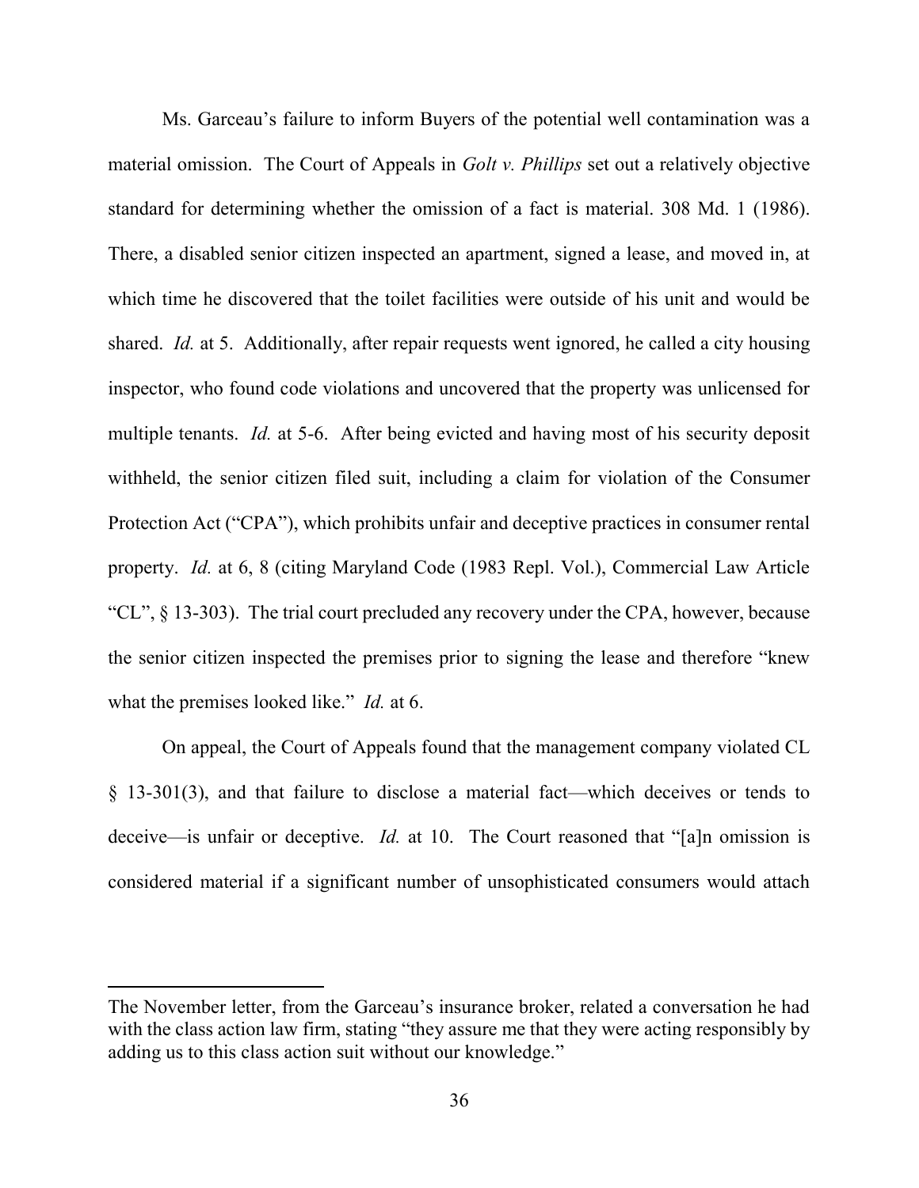Ms. Garceau's failure to inform Buyers of the potential well contamination was a material omission. The Court of Appeals in *Golt v. Phillips* set out a relatively objective standard for determining whether the omission of a fact is material. 308 Md. 1 (1986). There, a disabled senior citizen inspected an apartment, signed a lease, and moved in, at which time he discovered that the toilet facilities were outside of his unit and would be shared. *Id.* at 5. Additionally, after repair requests went ignored, he called a city housing inspector, who found code violations and uncovered that the property was unlicensed for multiple tenants. *Id.* at 5-6. After being evicted and having most of his security deposit withheld, the senior citizen filed suit, including a claim for violation of the Consumer Protection Act ("CPA"), which prohibits unfair and deceptive practices in consumer rental property. *Id.* at 6, 8 (citing Maryland Code (1983 Repl. Vol.), Commercial Law Article "CL", § 13-303). The trial court precluded any recovery under the CPA, however, because the senior citizen inspected the premises prior to signing the lease and therefore "knew what the premises looked like." *Id.* at 6.

On appeal, the Court of Appeals found that the management company violated CL § 13-301(3), and that failure to disclose a material fact—which deceives or tends to deceive—is unfair or deceptive. *Id.* at 10. The Court reasoned that "[a]n omission is considered material if a significant number of unsophisticated consumers would attach

---

The November letter, from the Garceau's insurance broker, related a conversation he had with the class action law firm, stating "they assure me that they were acting responsibly by adding us to this class action suit without our knowledge."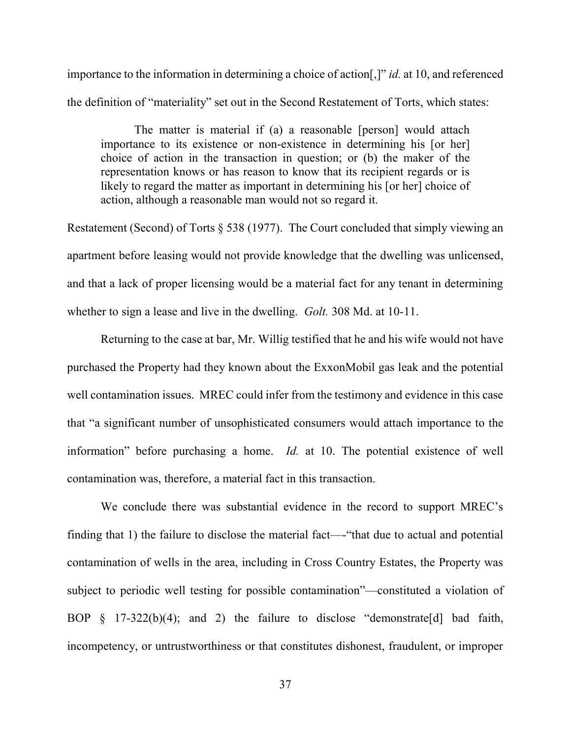importance to the information in determining a choice of action[,]" *id.* at 10, and referenced the definition of "materiality" set out in the Second Restatement of Torts, which states:

> The matter is material if (a) a reasonable [person] would attach importance to its existence or non-existence in determining his [or her] choice of action in the transaction in question; or (b) the maker of the representation knows or has reason to know that its recipient regards or is likely to regard the matter as important in determining his [or her] choice of action, although a reasonable man would not so regard it.

Restatement (Second) of Torts § 538 (1977). The Court concluded that simply viewing an apartment before leasing would not provide knowledge that the dwelling was unlicensed, and that a lack of proper licensing would be a material fact for any tenant in determining whether to sign a lease and live in the dwelling. *Golt.* 308 Md. at 10-11.

Returning to the case at bar, Mr. Willig testified that he and his wife would not have purchased the Property had they known about the ExxonMobil gas leak and the potential well contamination issues. MREC could infer from the testimony and evidence in this case that "a significant number of unsophisticated consumers would attach importance to the information" before purchasing a home. *Id.* at 10. The potential existence of well contamination was, therefore, a material fact in this transaction.

We conclude there was substantial evidence in the record to support MREC's finding that 1) the failure to disclose the material fact—-"that due to actual and potential contamination of wells in the area, including in Cross Country Estates, the Property was subject to periodic well testing for possible contamination"—constituted a violation of BOP § 17-322(b)(4); and 2) the failure to disclose "demonstrate[d] bad faith, incompetency, or untrustworthiness or that constitutes dishonest, fraudulent, or improper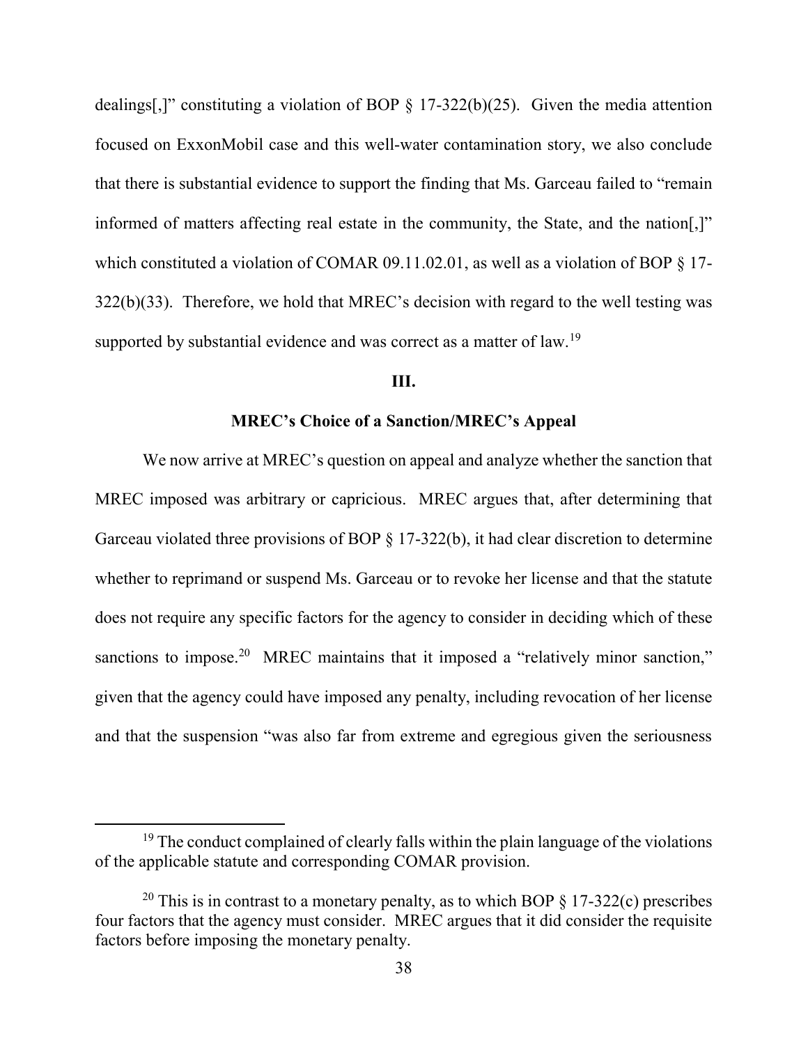dealings[,]" constituting a violation of BOP § 17-322(b)(25). Given the media attention focused on ExxonMobil case and this well-water contamination story, we also conclude that there is substantial evidence to support the finding that Ms. Garceau failed to "remain informed of matters affecting real estate in the community, the State, and the nation[,]" which constituted a violation of COMAR 09.11.02.01, as well as a violation of BOP § 17-322(b)(33). Therefore, we hold that MREC's decision with regard to the well testing was supported by substantial evidence and was correct as a matter of law.[19]

## III.

### MREC's Choice of a Sanction/MREC's Appeal

We now arrive at MREC's question on appeal and analyze whether the sanction that MREC imposed was arbitrary or capricious. MREC argues that, after determining that Garceau violated three provisions of BOP § 17-322(b), it had clear discretion to determine whether to reprimand or suspend Ms. Garceau or to revoke her license and that the statute does not require any specific factors for the agency to consider in deciding which of these sanctions to impose.[20] MREC maintains that it imposed a "relatively minor sanction," given that the agency could have imposed any penalty, including revocation of her license and that the suspension "was also far from extreme and egregious given the seriousness

---

[19] The conduct complained of clearly falls within the plain language of the violations of the applicable statute and corresponding COMAR provision.

[20] This is in contrast to a monetary penalty, as to which BOP § 17-322(c) prescribes four factors that the agency must consider. MREC argues that it did consider the requisite factors before imposing the monetary penalty.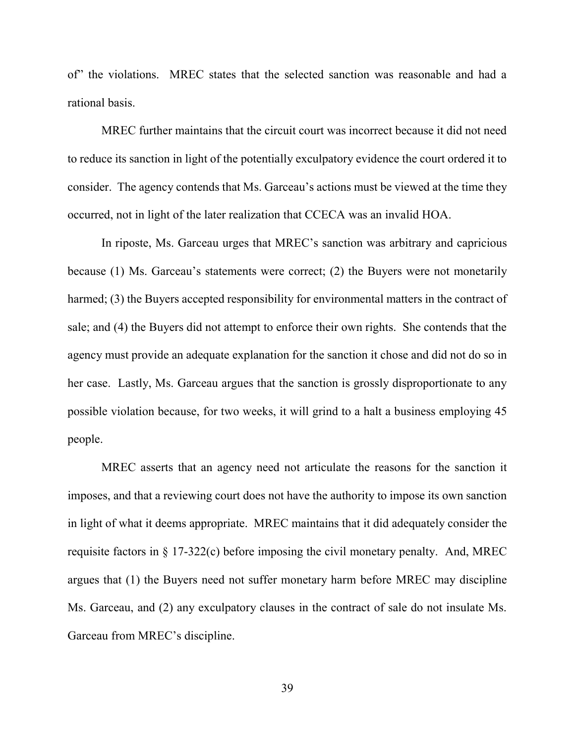of" the violations. MREC states that the selected sanction was reasonable and had a rational basis.

MREC further maintains that the circuit court was incorrect because it did not need to reduce its sanction in light of the potentially exculpatory evidence the court ordered it to consider. The agency contends that Ms. Garceau's actions must be viewed at the time they occurred, not in light of the later realization that CCECA was an invalid HOA.

In riposte, Ms. Garceau urges that MREC's sanction was arbitrary and capricious because (1) Ms. Garceau's statements were correct; (2) the Buyers were not monetarily harmed; (3) the Buyers accepted responsibility for environmental matters in the contract of sale; and (4) the Buyers did not attempt to enforce their own rights. She contends that the agency must provide an adequate explanation for the sanction it chose and did not do so in her case. Lastly, Ms. Garceau argues that the sanction is grossly disproportionate to any possible violation because, for two weeks, it will grind to a halt a business employing 45 people.

MREC asserts that an agency need not articulate the reasons for the sanction it imposes, and that a reviewing court does not have the authority to impose its own sanction in light of what it deems appropriate. MREC maintains that it did adequately consider the requisite factors in § 17-322(c) before imposing the civil monetary penalty. And, MREC argues that (1) the Buyers need not suffer monetary harm before MREC may discipline Ms. Garceau, and (2) any exculpatory clauses in the contract of sale do not insulate Ms. Garceau from MREC's discipline.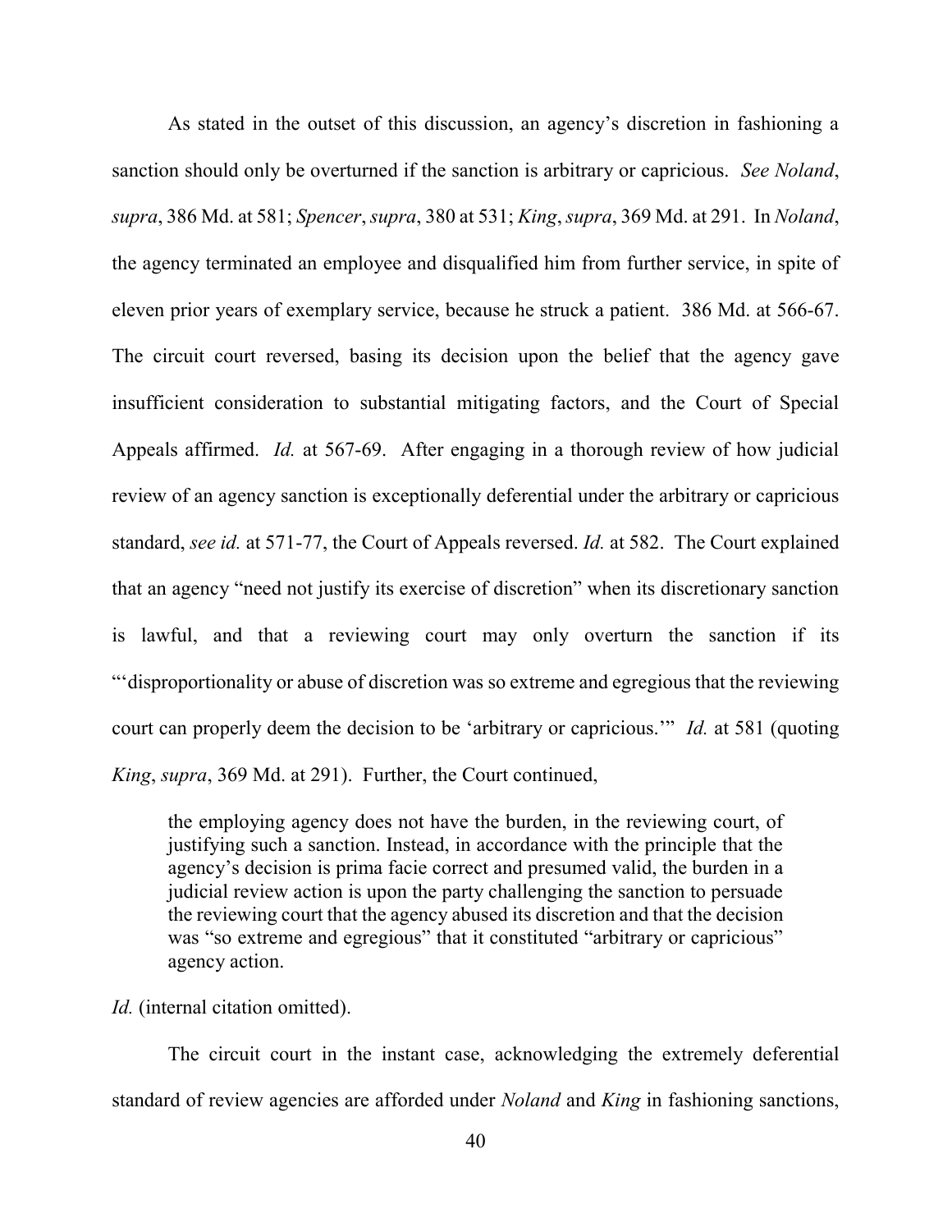As stated in the outset of this discussion, an agency's discretion in fashioning a sanction should only be overturned if the sanction is arbitrary or capricious. *See Noland*, *supra*, 386 Md. at 581; *Spencer*, *supra*, 380 at 531; *King*, *supra*, 369 Md. at 291. In *Noland*, the agency terminated an employee and disqualified him from further service, in spite of eleven prior years of exemplary service, because he struck a patient. 386 Md. at 566-67. The circuit court reversed, basing its decision upon the belief that the agency gave insufficient consideration to substantial mitigating factors, and the Court of Special Appeals affirmed. *Id.* at 567-69. After engaging in a thorough review of how judicial review of an agency sanction is exceptionally deferential under the arbitrary or capricious standard, *see id.* at 571-77, the Court of Appeals reversed. *Id.* at 582. The Court explained that an agency "need not justify its exercise of discretion" when its discretionary sanction is lawful, and that a reviewing court may only overturn the sanction if its "'disproportionality or abuse of discretion was so extreme and egregious that the reviewing court can properly deem the decision to be 'arbitrary or capricious.'" *Id.* at 581 (quoting *King*, *supra*, 369 Md. at 291). Further, the Court continued,

> the employing agency does not have the burden, in the reviewing court, of justifying such a sanction. Instead, in accordance with the principle that the agency's decision is prima facie correct and presumed valid, the burden in a judicial review action is upon the party challenging the sanction to persuade the reviewing court that the agency abused its discretion and that the decision was "so extreme and egregious" that it constituted "arbitrary or capricious" agency action.

*Id.* (internal citation omitted).

The circuit court in the instant case, acknowledging the extremely deferential standard of review agencies are afforded under *Noland* and *King* in fashioning sanctions,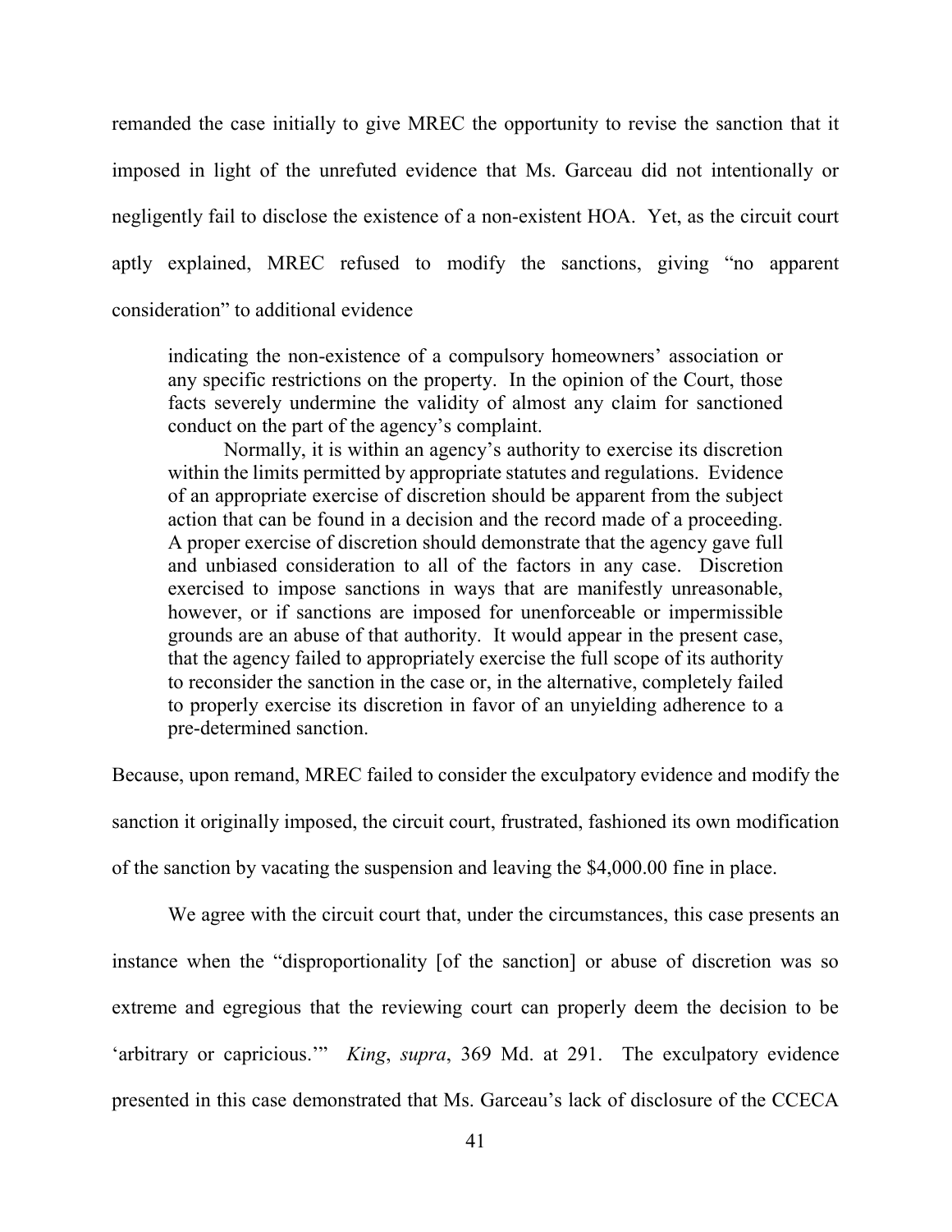remanded the case initially to give MREC the opportunity to revise the sanction that it imposed in light of the unrefuted evidence that Ms. Garceau did not intentionally or negligently fail to disclose the existence of a non-existent HOA. Yet, as the circuit court aptly explained, MREC refused to modify the sanctions, giving "no apparent consideration" to additional evidence

> indicating the non-existence of a compulsory homeowners' association or any specific restrictions on the property. In the opinion of the Court, those facts severely undermine the validity of almost any claim for sanctioned conduct on the part of the agency's complaint.
>
> Normally, it is within an agency's authority to exercise its discretion within the limits permitted by appropriate statutes and regulations. Evidence of an appropriate exercise of discretion should be apparent from the subject action that can be found in a decision and the record made of a proceeding. A proper exercise of discretion should demonstrate that the agency gave full and unbiased consideration to all of the factors in any case. Discretion exercised to impose sanctions in ways that are manifestly unreasonable, however, or if sanctions are imposed for unenforceable or impermissible grounds are an abuse of that authority. It would appear in the present case, that the agency failed to appropriately exercise the full scope of its authority to reconsider the sanction in the case or, in the alternative, completely failed to properly exercise its discretion in favor of an unyielding adherence to a pre-determined sanction.

Because, upon remand, MREC failed to consider the exculpatory evidence and modify the sanction it originally imposed, the circuit court, frustrated, fashioned its own modification of the sanction by vacating the suspension and leaving the $4,000.00 fine in place.

We agree with the circuit court that, under the circumstances, this case presents an instance when the "disproportionality [of the sanction] or abuse of discretion was so extreme and egregious that the reviewing court can properly deem the decision to be 'arbitrary or capricious.'" *King*, *supra*, 369 Md. at 291. The exculpatory evidence presented in this case demonstrated that Ms. Garceau's lack of disclosure of the CCECA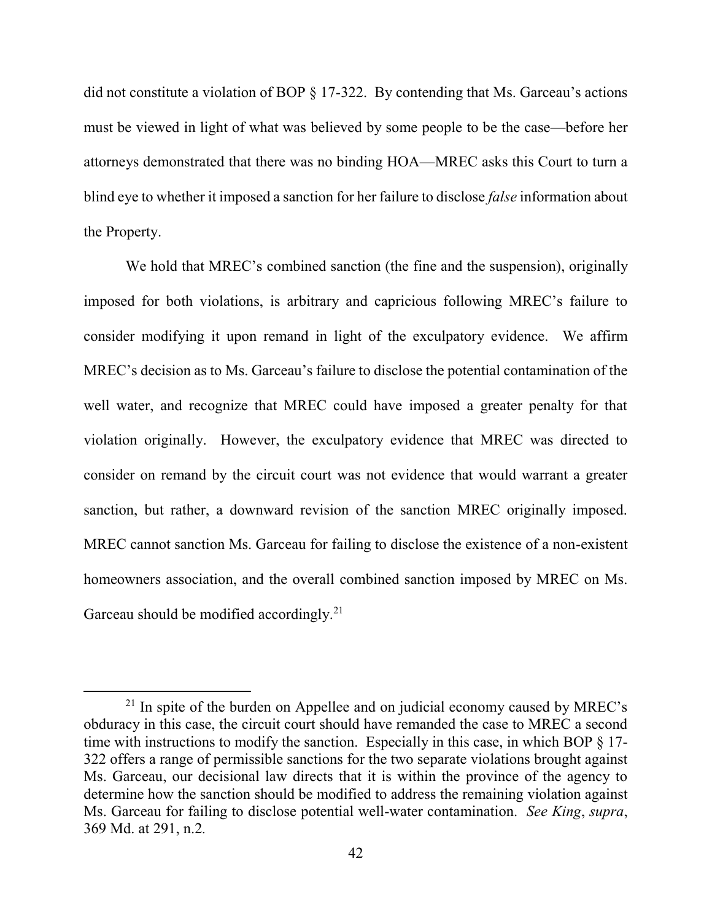did not constitute a violation of BOP § 17-322. By contending that Ms. Garceau's actions must be viewed in light of what was believed by some people to be the case—before her attorneys demonstrated that there was no binding HOA—MREC asks this Court to turn a blind eye to whether it imposed a sanction for her failure to disclose *false* information about the Property.

We hold that MREC's combined sanction (the fine and the suspension), originally imposed for both violations, is arbitrary and capricious following MREC's failure to consider modifying it upon remand in light of the exculpatory evidence. We affirm MREC's decision as to Ms. Garceau's failure to disclose the potential contamination of the well water, and recognize that MREC could have imposed a greater penalty for that violation originally. However, the exculpatory evidence that MREC was directed to consider on remand by the circuit court was not evidence that would warrant a greater sanction, but rather, a downward revision of the sanction MREC originally imposed. MREC cannot sanction Ms. Garceau for failing to disclose the existence of a non-existent homeowners association, and the overall combined sanction imposed by MREC on Ms. Garceau should be modified accordingly.[21]

---

[21] In spite of the burden on Appellee and on judicial economy caused by MREC's obduracy in this case, the circuit court should have remanded the case to MREC a second time with instructions to modify the sanction. Especially in this case, in which BOP § 17-322 offers a range of permissible sanctions for the two separate violations brought against Ms. Garceau, our decisional law directs that it is within the province of the agency to determine how the sanction should be modified to address the remaining violation against Ms. Garceau for failing to disclose potential well-water contamination. *See King*, *supra*, 369 Md. at 291, n.2.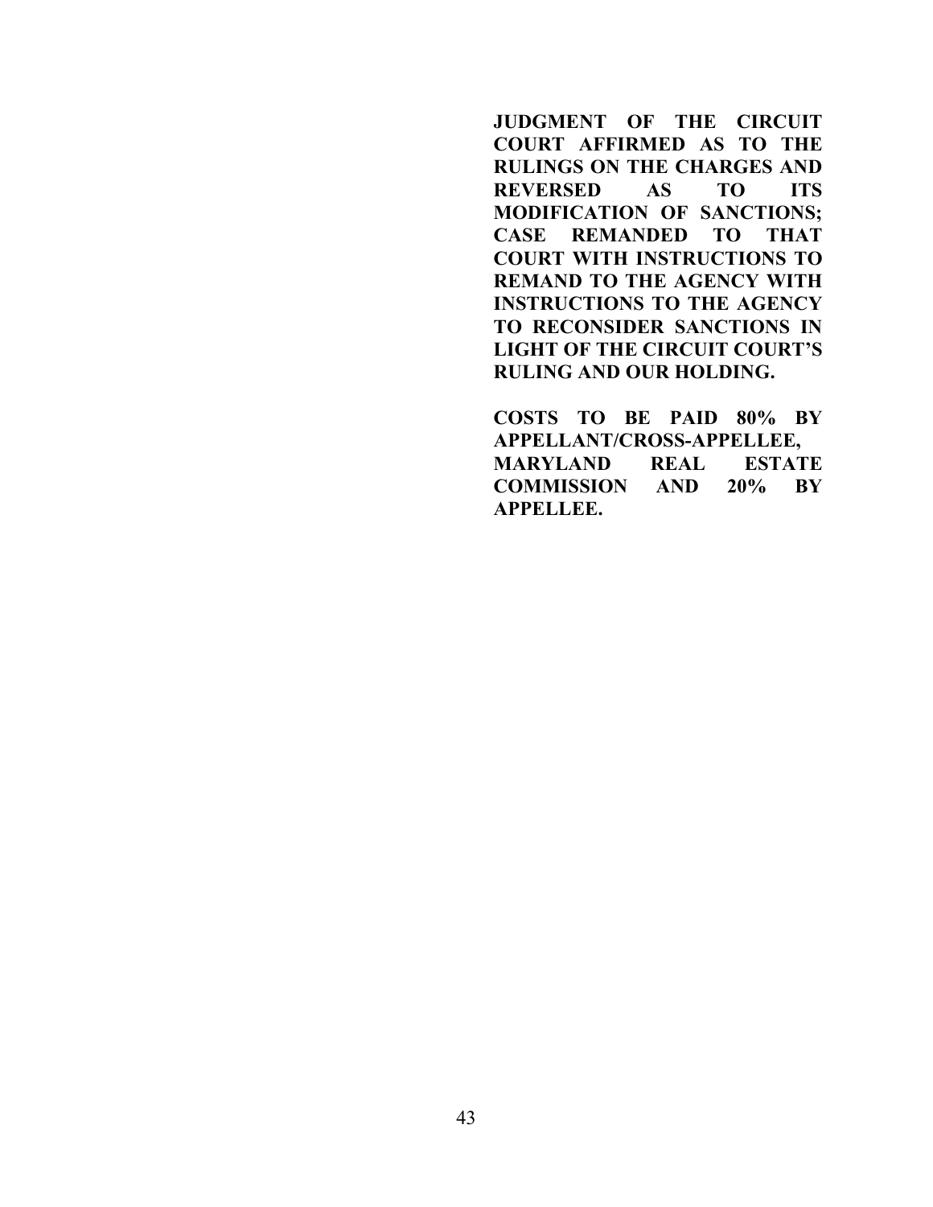**JUDGMENT OF THE CIRCUIT COURT AFFIRMED AS TO THE RULINGS ON THE CHARGES AND REVERSED AS TO ITS MODIFICATION OF SANCTIONS; CASE REMANDED TO THAT COURT WITH INSTRUCTIONS TO REMAND TO THE AGENCY WITH INSTRUCTIONS TO THE AGENCY TO RECONSIDER SANCTIONS IN LIGHT OF THE CIRCUIT COURT'S RULING AND OUR HOLDING.**

**COSTS TO BE PAID 80% BY APPELLANT/CROSS-APPELLEE, MARYLAND REAL ESTATE COMMISSION AND 20% BY APPELLEE.**